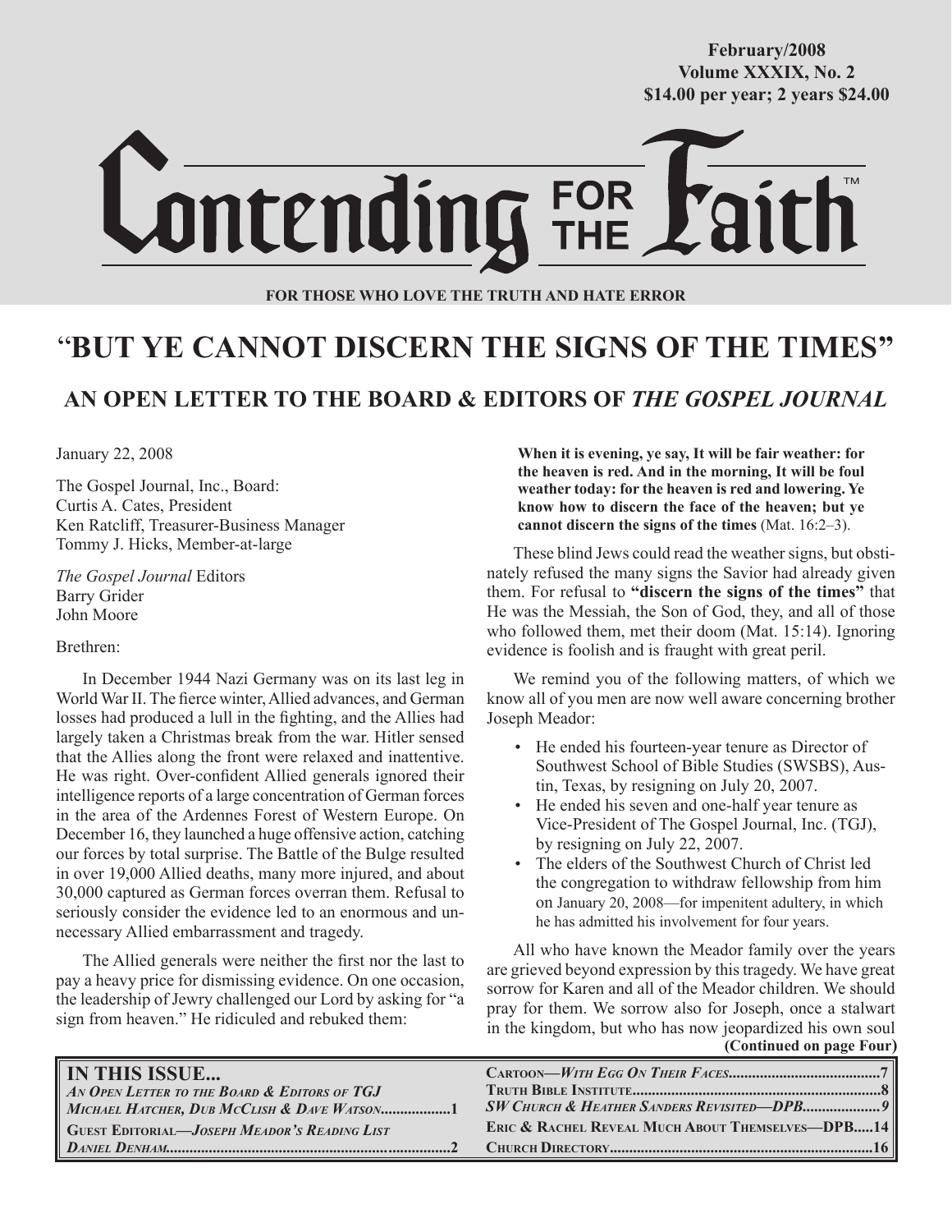February/2008
Volume XXXIX, No. 2
$14.00 per year; 2 years $24.00

# Contending FOR THE Faith™

**FOR THOSE WHO LOVE THE TRUTH AND HATE ERROR**

# "BUT YE CANNOT DISCERN THE SIGNS OF THE TIMES"

## AN OPEN LETTER TO THE BOARD & EDITORS OF *THE GOSPEL JOURNAL*

January 22, 2008

The Gospel Journal, Inc., Board:
Curtis A. Cates, President
Ken Ratcliff, Treasurer-Business Manager
Tommy J. Hicks, Member-at-large

*The Gospel Journal* Editors
Barry Grider
John Moore

Brethren:

In December 1944 Nazi Germany was on its last leg in World War II. The fierce winter, Allied advances, and German losses had produced a lull in the fighting, and the Allies had largely taken a Christmas break from the war. Hitler sensed that the Allies along the front were relaxed and inattentive. He was right. Over-confident Allied generals ignored their intelligence reports of a large concentration of German forces in the area of the Ardennes Forest of Western Europe. On December 16, they launched a huge offensive action, catching our forces by total surprise. The Battle of the Bulge resulted in over 19,000 Allied deaths, many more injured, and about 30,000 captured as German forces overran them. Refusal to seriously consider the evidence led to an enormous and unnecessary Allied embarrassment and tragedy.

The Allied generals were neither the first nor the last to pay a heavy price for dismissing evidence. On one occasion, the leadership of Jewry challenged our Lord by asking for "a sign from heaven." He ridiculed and rebuked them:

> **When it is evening, ye say, It will be fair weather: for the heaven is red. And in the morning, It will be foul weather today: for the heaven is red and lowering. Ye know how to discern the face of the heaven; but ye cannot discern the signs of the times** (Mat. 16:2–3).

These blind Jews could read the weather signs, but obstinately refused the many signs the Savior had already given them. For refusal to **"discern the signs of the times"** that He was the Messiah, the Son of God, they, and all of those who followed them, met their doom (Mat. 15:14). Ignoring evidence is foolish and is fraught with great peril.

We remind you of the following matters, of which we know all of you men are now well aware concerning brother Joseph Meador:

- He ended his fourteen-year tenure as Director of Southwest School of Bible Studies (SWSBS), Austin, Texas, by resigning on July 20, 2007.
- He ended his seven and one-half year tenure as Vice-President of The Gospel Journal, Inc. (TGJ), by resigning on July 22, 2007.
- The elders of the Southwest Church of Christ led the congregation to withdraw fellowship from him on January 20, 2008—for impenitent adultery, in which he has admitted his involvement for four years.

All who have known the Meador family over the years are grieved beyond expression by this tragedy. We have great sorrow for Karen and all of the Meador children. We should pray for them. We sorrow also for Joseph, once a stalwart in the kingdom, but who has now jeopardized his own soul

**(Continued on page Four)**

| IN THIS ISSUE... | |
|---|---|
| *An Open Letter to the Board & Editors of TGJ* *Michael Hatcher, Dub McClish & Dave Watson* | 1 |
| Guest Editorial—*Joseph Meador's Reading List* *Daniel Denham* | 2 |
| Cartoon—*With Egg On Their Faces* | 7 |
| Truth Bible Institute | 8 |
| *SW Church & Heather Sanders Revisited*—DPB | 9 |
| Eric & Rachel Reveal Much About Themselves—DPB | 14 |
| Church Directory | 16 |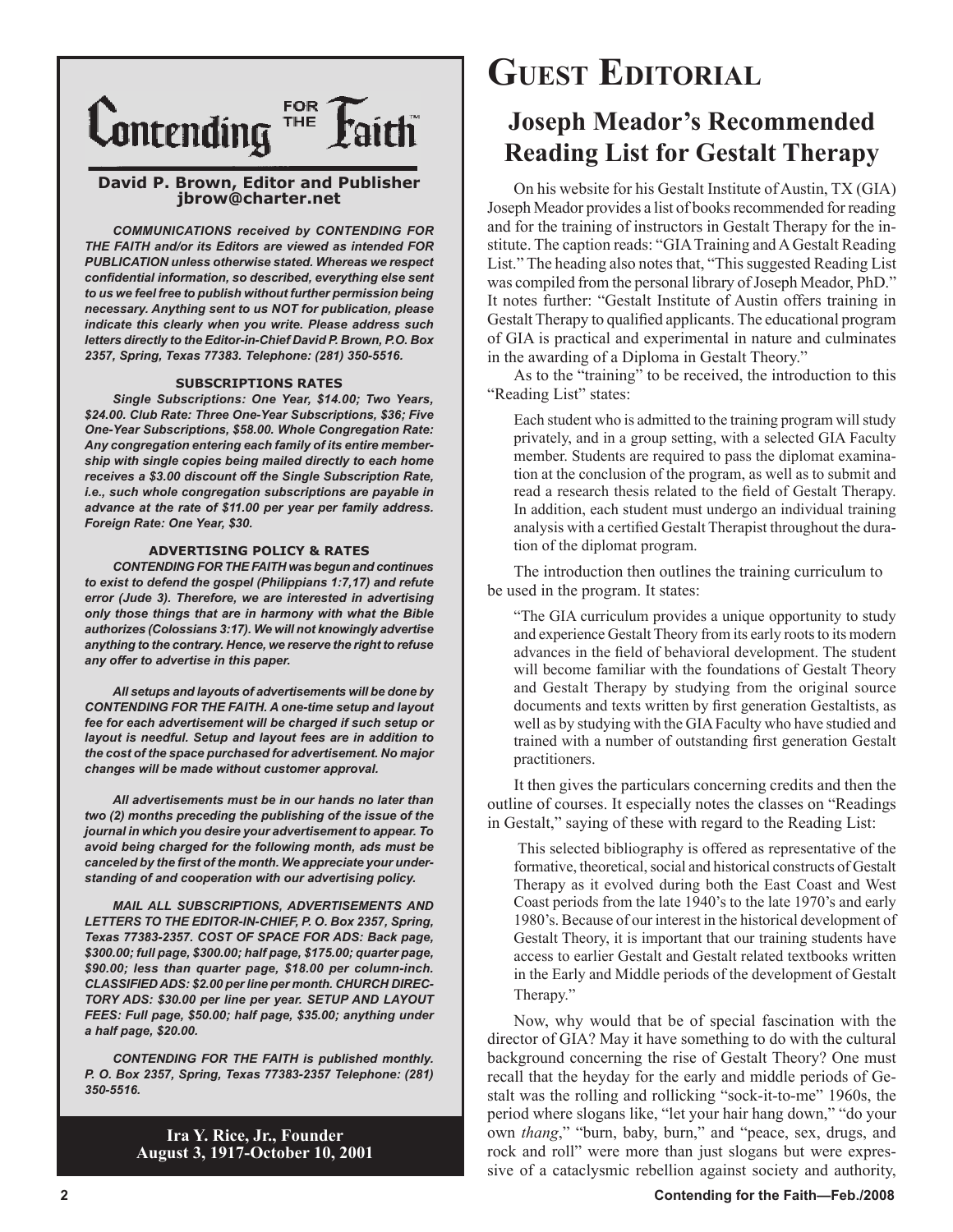# Contending FOR THE Faith™

**David P. Brown, Editor and Publisher**
**jbrow@charter.net**

***COMMUNICATIONS received by CONTENDING FOR THE FAITH and/or its Editors are viewed as intended FOR PUBLICATION unless otherwise stated. Whereas we respect confidential information, so described, everything else sent to us we feel free to publish without further permission being necessary. Anything sent to us NOT for publication, please indicate this clearly when you write. Please address such letters directly to the Editor-in-Chief David P. Brown, P.O. Box 2357, Spring, Texas 77383. Telephone: (281) 350-5516.***

**SUBSCRIPTIONS RATES**

***Single Subscriptions: One Year, $14.00; Two Years, $24.00. Club Rate: Three One-Year Subscriptions, $36; Five One-Year Subscriptions, $58.00. Whole Congregation Rate: Any congregation entering each family of its entire membership with single copies being mailed directly to each home receives a $3.00 discount off the Single Subscription Rate, i.e., such whole congregation subscriptions are payable in advance at the rate of $11.00 per year per family address. Foreign Rate: One Year, $30.***

**ADVERTISING POLICY & RATES**

***CONTENDING FOR THE FAITH was begun and continues to exist to defend the gospel (Philippians 1:7,17) and refute error (Jude 3). Therefore, we are interested in advertising only those things that are in harmony with what the Bible authorizes (Colossians 3:17). We will not knowingly advertise anything to the contrary. Hence, we reserve the right to refuse any offer to advertise in this paper.***

***All setups and layouts of advertisements will be done by CONTENDING FOR THE FAITH. A one-time setup and layout fee for each advertisement will be charged if such setup or layout is needful. Setup and layout fees are in addition to the cost of the space purchased for advertisement. No major changes will be made without customer approval.***

***All advertisements must be in our hands no later than two (2) months preceding the publishing of the issue of the journal in which you desire your advertisement to appear. To avoid being charged for the following month, ads must be canceled by the first of the month. We appreciate your understanding of and cooperation with our advertising policy.***

***MAIL ALL SUBSCRIPTIONS, ADVERTISEMENTS AND LETTERS TO THE EDITOR-IN-CHIEF, P. O. Box 2357, Spring, Texas 77383-2357. COST OF SPACE FOR ADS: Back page, $300.00; full page, $300.00; half page, $175.00; quarter page, $90.00; less than quarter page, $18.00 per column-inch. CLASSIFIED ADS: $2.00 per line per month. CHURCH DIRECTORY ADS: $30.00 per line per year. SETUP AND LAYOUT FEES: Full page, $50.00; half page, $35.00; anything under a half page, $20.00.***

***CONTENDING FOR THE FAITH is published monthly. P. O. Box 2357, Spring, Texas 77383-2357 Telephone: (281) 350-5516.***

**Ira Y. Rice, Jr., Founder**
**August 3, 1917-October 10, 2001**

# Guest Editorial

## Joseph Meador's Recommended Reading List for Gestalt Therapy

On his website for his Gestalt Institute of Austin, TX (GIA) Joseph Meador provides a list of books recommended for reading and for the training of instructors in Gestalt Therapy for the institute. The caption reads: "GIA Training and A Gestalt Reading List." The heading also notes that, "This suggested Reading List was compiled from the personal library of Joseph Meador, PhD." It notes further: "Gestalt Institute of Austin offers training in Gestalt Therapy to qualified applicants. The educational program of GIA is practical and experimental in nature and culminates in the awarding of a Diploma in Gestalt Theory."

As to the "training" to be received, the introduction to this "Reading List" states:

> Each student who is admitted to the training program will study privately, and in a group setting, with a selected GIA Faculty member. Students are required to pass the diplomat examination at the conclusion of the program, as well as to submit and read a research thesis related to the field of Gestalt Therapy. In addition, each student must undergo an individual training analysis with a certified Gestalt Therapist throughout the duration of the diplomat program.

The introduction then outlines the training curriculum to be used in the program. It states:

> "The GIA curriculum provides a unique opportunity to study and experience Gestalt Theory from its early roots to its modern advances in the field of behavioral development. The student will become familiar with the foundations of Gestalt Theory and Gestalt Therapy by studying from the original source documents and texts written by first generation Gestaltists, as well as by studying with the GIA Faculty who have studied and trained with a number of outstanding first generation Gestalt practitioners.

It then gives the particulars concerning credits and then the outline of courses. It especially notes the classes on "Readings in Gestalt," saying of these with regard to the Reading List:

> This selected bibliography is offered as representative of the formative, theoretical, social and historical constructs of Gestalt Therapy as it evolved during both the East Coast and West Coast periods from the late 1940's to the late 1970's and early 1980's. Because of our interest in the historical development of Gestalt Theory, it is important that our training students have access to earlier Gestalt and Gestalt related textbooks written in the Early and Middle periods of the development of Gestalt Therapy."

Now, why would that be of special fascination with the director of GIA? May it have something to do with the cultural background concerning the rise of Gestalt Theory? One must recall that the heyday for the early and middle periods of Gestalt was the rolling and rollicking "sock-it-to-me" 1960s, the period where slogans like, "let your hair hang down," "do your own *thang*," "burn, baby, burn," and "peace, sex, drugs, and rock and roll" were more than just slogans but were expressive of a cataclysmic rebellion against society and authority,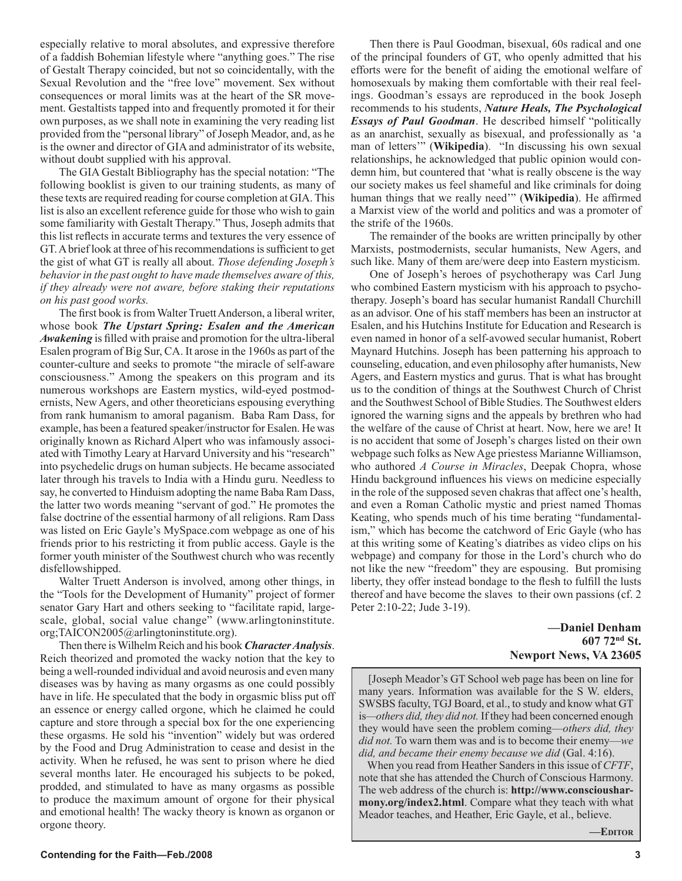especially relative to moral absolutes, and expressive therefore of a faddish Bohemian lifestyle where "anything goes." The rise of Gestalt Therapy coincided, but not so coincidentally, with the Sexual Revolution and the "free love" movement. Sex without consequences or moral limits was at the heart of the SR movement. Gestaltists tapped into and frequently promoted it for their own purposes, as we shall note in examining the very reading list provided from the "personal library" of Joseph Meador, and, as he is the owner and director of GIA and administrator of its website, without doubt supplied with his approval.

The GIA Gestalt Bibliography has the special notation: "The following booklist is given to our training students, as many of these texts are required reading for course completion at GIA. This list is also an excellent reference guide for those who wish to gain some familiarity with Gestalt Therapy." Thus, Joseph admits that this list reflects in accurate terms and textures the very essence of GT. A brief look at three of his recommendations is sufficient to get the gist of what GT is really all about. *Those defending Joseph's behavior in the past ought to have made themselves aware of this, if they already were not aware, before staking their reputations on his past good works.*

The first book is from Walter Truett Anderson, a liberal writer, whose book ***The Upstart Spring: Esalen and the American Awakening*** is filled with praise and promotion for the ultra-liberal Esalen program of Big Sur, CA. It arose in the 1960s as part of the counter-culture and seeks to promote "the miracle of self-aware consciousness." Among the speakers on this program and its numerous workshops are Eastern mystics, wild-eyed postmodernists, New Agers, and other theoreticians espousing everything from rank humanism to amoral paganism. Baba Ram Dass, for example, has been a featured speaker/instructor for Esalen. He was originally known as Richard Alpert who was infamously associated with Timothy Leary at Harvard University and his "research" into psychedelic drugs on human subjects. He became associated later through his travels to India with a Hindu guru. Needless to say, he converted to Hinduism adopting the name Baba Ram Dass, the latter two words meaning "servant of god." He promotes the false doctrine of the essential harmony of all religions. Ram Dass was listed on Eric Gayle's MySpace.com webpage as one of his friends prior to his restricting it from public access. Gayle is the former youth minister of the Southwest church who was recently disfellowshipped.

Walter Truett Anderson is involved, among other things, in the "Tools for the Development of Humanity" project of former senator Gary Hart and others seeking to "facilitate rapid, large-scale, global, social value change" (www.arlingtoninstitute.org;TAICON2005@arlingtoninstitute.org).

Then there is Wilhelm Reich and his book ***Character Analysis***. Reich theorized and promoted the wacky notion that the key to being a well-rounded individual and avoid neurosis and even many diseases was by having as many orgasms as one could possibly have in life. He speculated that the body in orgasmic bliss put off an essence or energy called orgone, which he claimed he could capture and store through a special box for the one experiencing these orgasms. He sold his "invention" widely but was ordered by the Food and Drug Administration to cease and desist in the activity. When he refused, he was sent to prison where he died several months later. He encouraged his subjects to be poked, prodded, and stimulated to have as many orgasms as possible to produce the maximum amount of orgone for their physical and emotional health! The wacky theory is known as organon or orgone theory.

Then there is Paul Goodman, bisexual, 60s radical and one of the principal founders of GT, who openly admitted that his efforts were for the benefit of aiding the emotional welfare of homosexuals by making them comfortable with their real feelings. Goodman's essays are reproduced in the book Joseph recommends to his students, ***Nature Heals, The Psychological Essays of Paul Goodman***. He described himself "politically as an anarchist, sexually as bisexual, and professionally as 'a man of letters'" (**Wikipedia**). "In discussing his own sexual relationships, he acknowledged that public opinion would condemn him, but countered that 'what is really obscene is the way our society makes us feel shameful and like criminals for doing human things that we really need'" (**Wikipedia**). He affirmed a Marxist view of the world and politics and was a promoter of the strife of the 1960s.

The remainder of the books are written principally by other Marxists, postmodernists, secular humanists, New Agers, and such like. Many of them are/were deep into Eastern mysticism.

One of Joseph's heroes of psychotherapy was Carl Jung who combined Eastern mysticism with his approach to psychotherapy. Joseph's board has secular humanist Randall Churchill as an advisor. One of his staff members has been an instructor at Esalen, and his Hutchins Institute for Education and Research is even named in honor of a self-avowed secular humanist, Robert Maynard Hutchins. Joseph has been patterning his approach to counseling, education, and even philosophy after humanists, New Agers, and Eastern mystics and gurus. That is what has brought us to the condition of things at the Southwest Church of Christ and the Southwest School of Bible Studies. The Southwest elders ignored the warning signs and the appeals by brethren who had the welfare of the cause of Christ at heart. Now, here we are! It is no accident that some of Joseph's charges listed on their own webpage such folks as New Age priestess Marianne Williamson, who authored *A Course in Miracles*, Deepak Chopra, whose Hindu background influences his views on medicine especially in the role of the supposed seven chakras that affect one's health, and even a Roman Catholic mystic and priest named Thomas Keating, who spends much of his time berating "fundamentalism," which has become the catchword of Eric Gayle (who has at this writing some of Keating's diatribes as video clips on his webpage) and company for those in the Lord's church who do not like the new "freedom" they are espousing. But promising liberty, they offer instead bondage to the flesh to fulfill the lusts thereof and have become the slaves to their own passions (cf. 2 Peter 2:10-22; Jude 3-19).

**—Daniel Denham**
**607 72nd St.**
**Newport News, VA 23605**

[Joseph Meador's GT School web page has been on line for many years. Information was available for the S W. elders, SWSBS faculty, TGJ Board, et al., to study and know what GT is—*others did, they did not.* If they had been concerned enough they would have seen the problem coming—*others did, they did not.* To warn them was and is to become their enemy—*we did, and became their enemy because we did* (Gal. 4:16).

When you read from Heather Sanders in this issue of *CFTF*, note that she has attended the Church of Conscious Harmony. The web address of the church is: **http://www.conscioushar­mony.org/index2.html**. Compare what they teach with what Meador teaches, and Heather, Eric Gayle, et al., believe.

**—Editor**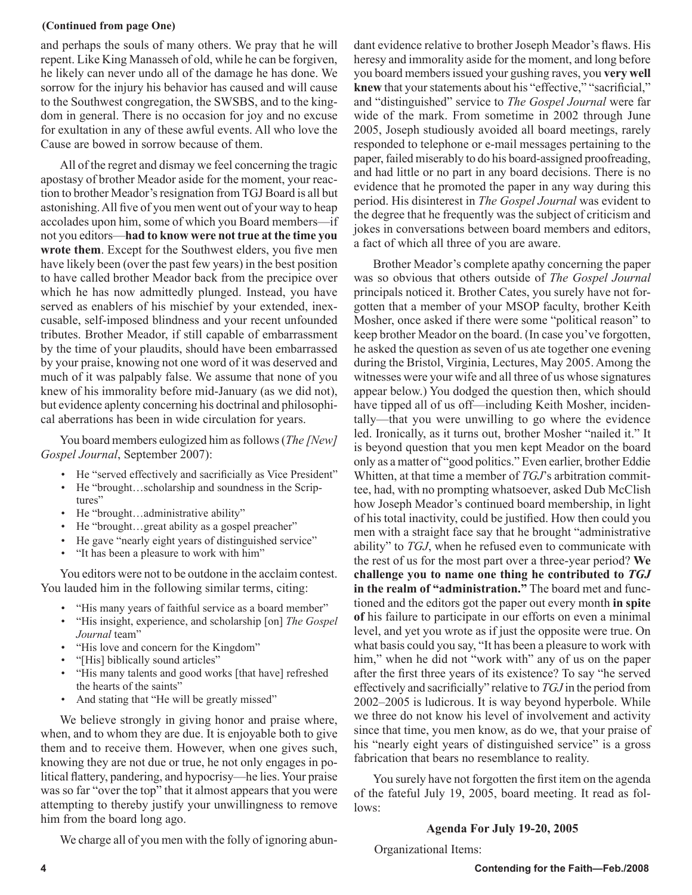**(Continued from page One)**

and perhaps the souls of many others. We pray that he will repent. Like King Manasseh of old, while he can be forgiven, he likely can never undo all of the damage he has done. We sorrow for the injury his behavior has caused and will cause to the Southwest congregation, the SWSBS, and to the kingdom in general. There is no occasion for joy and no excuse for exultation in any of these awful events. All who love the Cause are bowed in sorrow because of them.

All of the regret and dismay we feel concerning the tragic apostasy of brother Meador aside for the moment, your reaction to brother Meador's resignation from TGJ Board is all but astonishing. All five of you men went out of your way to heap accolades upon him, some of which you Board members—if not you editors—**had to know were not true at the time you wrote them**. Except for the Southwest elders, you five men have likely been (over the past few years) in the best position to have called brother Meador back from the precipice over which he has now admittedly plunged. Instead, you have served as enablers of his mischief by your extended, inexcusable, self-imposed blindness and your recent unfounded tributes. Brother Meador, if still capable of embarrassment by the time of your plaudits, should have been embarrassed by your praise, knowing not one word of it was deserved and much of it was palpably false. We assume that none of you knew of his immorality before mid-January (as we did not), but evidence aplenty concerning his doctrinal and philosophical aberrations has been in wide circulation for years.

You board members eulogized him as follows (*The [New] Gospel Journal*, September 2007):

- He "served effectively and sacrificially as Vice President"
- He "brought…scholarship and soundness in the Scriptures"
- He "brought…administrative ability"
- He "brought…great ability as a gospel preacher"
- He gave "nearly eight years of distinguished service"
- "It has been a pleasure to work with him"

You editors were not to be outdone in the acclaim contest. You lauded him in the following similar terms, citing:

- "His many years of faithful service as a board member"
- "His insight, experience, and scholarship [on] *The Gospel Journal* team"
- "His love and concern for the Kingdom"
- "[His] biblically sound articles"
- "His many talents and good works [that have] refreshed the hearts of the saints"
- And stating that "He will be greatly missed"

We believe strongly in giving honor and praise where, when, and to whom they are due. It is enjoyable both to give them and to receive them. However, when one gives such, knowing they are not due or true, he not only engages in political flattery, pandering, and hypocrisy—he lies. Your praise was so far "over the top" that it almost appears that you were attempting to thereby justify your unwillingness to remove him from the board long ago.

We charge all of you men with the folly of ignoring abundant evidence relative to brother Joseph Meador's flaws. His heresy and immorality aside for the moment, and long before you board members issued your gushing raves, you **very well knew** that your statements about his "effective," "sacrificial," and "distinguished" service to *The Gospel Journal* were far wide of the mark. From sometime in 2002 through June 2005, Joseph studiously avoided all board meetings, rarely responded to telephone or e-mail messages pertaining to the paper, failed miserably to do his board-assigned proofreading, and had little or no part in any board decisions. There is no evidence that he promoted the paper in any way during this period. His disinterest in *The Gospel Journal* was evident to the degree that he frequently was the subject of criticism and jokes in conversations between board members and editors, a fact of which all three of you are aware.

Brother Meador's complete apathy concerning the paper was so obvious that others outside of *The Gospel Journal* principals noticed it. Brother Cates, you surely have not forgotten that a member of your MSOP faculty, brother Keith Mosher, once asked if there were some "political reason" to keep brother Meador on the board. (In case you've forgotten, he asked the question as seven of us ate together one evening during the Bristol, Virginia, Lectures, May 2005. Among the witnesses were your wife and all three of us whose signatures appear below.) You dodged the question then, which should have tipped all of us off—including Keith Mosher, incidentally—that you were unwilling to go where the evidence led. Ironically, as it turns out, brother Mosher "nailed it." It is beyond question that you men kept Meador on the board only as a matter of "good politics." Even earlier, brother Eddie Whitten, at that time a member of *TGJ*'s arbitration committee, had, with no prompting whatsoever, asked Dub McClish how Joseph Meador's continued board membership, in light of his total inactivity, could be justified. How then could you men with a straight face say that he brought "administrative ability" to *TGJ*, when he refused even to communicate with the rest of us for the most part over a three-year period? **We challenge you to name one thing he contributed to *TGJ* in the realm of "administration."** The board met and functioned and the editors got the paper out every month **in spite of** his failure to participate in our efforts on even a minimal level, and yet you wrote as if just the opposite were true. On what basis could you say, "It has been a pleasure to work with him," when he did not "work with" any of us on the paper after the first three years of its existence? To say "he served effectively and sacrificially" relative to *TGJ* in the period from 2002–2005 is ludicrous. It is way beyond hyperbole. While we three do not know his level of involvement and activity since that time, you men know, as do we, that your praise of his "nearly eight years of distinguished service" is a gross fabrication that bears no resemblance to reality.

You surely have not forgotten the first item on the agenda of the fateful July 19, 2005, board meeting. It read as follows:

**Agenda For July 19-20, 2005**

Organizational Items: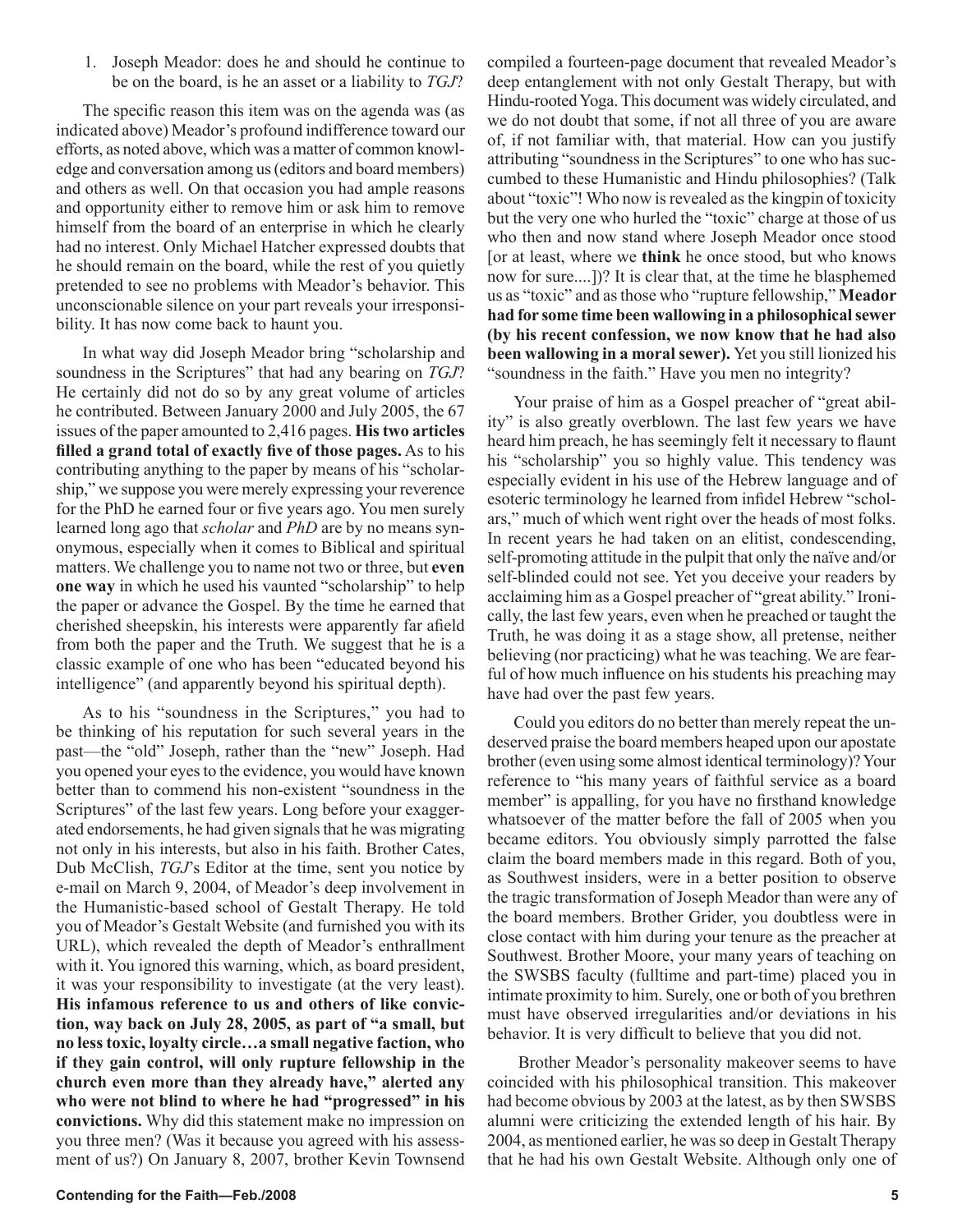1. Joseph Meador: does he and should he continue to be on the board, is he an asset or a liability to *TGJ*?

The specific reason this item was on the agenda was (as indicated above) Meador's profound indifference toward our efforts, as noted above, which was a matter of common knowledge and conversation among us (editors and board members) and others as well. On that occasion you had ample reasons and opportunity either to remove him or ask him to remove himself from the board of an enterprise in which he clearly had no interest. Only Michael Hatcher expressed doubts that he should remain on the board, while the rest of you quietly pretended to see no problems with Meador's behavior. This unconscionable silence on your part reveals your irresponsibility. It has now come back to haunt you.

In what way did Joseph Meador bring "scholarship and soundness in the Scriptures" that had any bearing on *TGJ*? He certainly did not do so by any great volume of articles he contributed. Between January 2000 and July 2005, the 67 issues of the paper amounted to 2,416 pages. **His two articles filled a grand total of exactly five of those pages.** As to his contributing anything to the paper by means of his "scholarship," we suppose you were merely expressing your reverence for the PhD he earned four or five years ago. You men surely learned long ago that *scholar* and *PhD* are by no means synonymous, especially when it comes to Biblical and spiritual matters. We challenge you to name not two or three, but **even one way** in which he used his vaunted "scholarship" to help the paper or advance the Gospel. By the time he earned that cherished sheepskin, his interests were apparently far afield from both the paper and the Truth. We suggest that he is a classic example of one who has been "educated beyond his intelligence" (and apparently beyond his spiritual depth).

As to his "soundness in the Scriptures," you had to be thinking of his reputation for such several years in the past—the "old" Joseph, rather than the "new" Joseph. Had you opened your eyes to the evidence, you would have known better than to commend his non-existent "soundness in the Scriptures" of the last few years. Long before your exaggerated endorsements, he had given signals that he was migrating not only in his interests, but also in his faith. Brother Cates, Dub McClish, *TGJ*'s Editor at the time, sent you notice by e-mail on March 9, 2004, of Meador's deep involvement in the Humanistic-based school of Gestalt Therapy. He told you of Meador's Gestalt Website (and furnished you with its URL), which revealed the depth of Meador's enthrallment with it. You ignored this warning, which, as board president, it was your responsibility to investigate (at the very least). **His infamous reference to us and others of like conviction, way back on July 28, 2005, as part of "a small, but no less toxic, loyalty circle…a small negative faction, who if they gain control, will only rupture fellowship in the church even more than they already have," alerted any who were not blind to where he had "progressed" in his convictions.** Why did this statement make no impression on you three men? (Was it because you agreed with his assessment of us?) On January 8, 2007, brother Kevin Townsend compiled a fourteen-page document that revealed Meador's deep entanglement with not only Gestalt Therapy, but with Hindu-rooted Yoga. This document was widely circulated, and we do not doubt that some, if not all three of you are aware of, if not familiar with, that material. How can you justify attributing "soundness in the Scriptures" to one who has succumbed to these Humanistic and Hindu philosophies? (Talk about "toxic"! Who now is revealed as the kingpin of toxicity but the very one who hurled the "toxic" charge at those of us who then and now stand where Joseph Meador once stood [or at least, where we **think** he once stood, but who knows now for sure....])? It is clear that, at the time he blasphemed us as "toxic" and as those who "rupture fellowship," **Meador had for some time been wallowing in a philosophical sewer (by his recent confession, we now know that he had also been wallowing in a moral sewer).** Yet you still lionized his "soundness in the faith." Have you men no integrity?

Your praise of him as a Gospel preacher of "great ability" is also greatly overblown. The last few years we have heard him preach, he has seemingly felt it necessary to flaunt his "scholarship" you so highly value. This tendency was especially evident in his use of the Hebrew language and of esoteric terminology he learned from infidel Hebrew "scholars," much of which went right over the heads of most folks. In recent years he had taken on an elitist, condescending, self-promoting attitude in the pulpit that only the naïve and/or self-blinded could not see. Yet you deceive your readers by acclaiming him as a Gospel preacher of "great ability." Ironically, the last few years, even when he preached or taught the Truth, he was doing it as a stage show, all pretense, neither believing (nor practicing) what he was teaching. We are fearful of how much influence on his students his preaching may have had over the past few years.

Could you editors do no better than merely repeat the undeserved praise the board members heaped upon our apostate brother (even using some almost identical terminology)? Your reference to "his many years of faithful service as a board member" is appalling, for you have no firsthand knowledge whatsoever of the matter before the fall of 2005 when you became editors. You obviously simply parrotted the false claim the board members made in this regard. Both of you, as Southwest insiders, were in a better position to observe the tragic transformation of Joseph Meador than were any of the board members. Brother Grider, you doubtless were in close contact with him during your tenure as the preacher at Southwest. Brother Moore, your many years of teaching on the SWSBS faculty (fulltime and part-time) placed you in intimate proximity to him. Surely, one or both of you brethren must have observed irregularities and/or deviations in his behavior. It is very difficult to believe that you did not.

Brother Meador's personality makeover seems to have coincided with his philosophical transition. This makeover had become obvious by 2003 at the latest, as by then SWSBS alumni were criticizing the extended length of his hair. By 2004, as mentioned earlier, he was so deep in Gestalt Therapy that he had his own Gestalt Website. Although only one of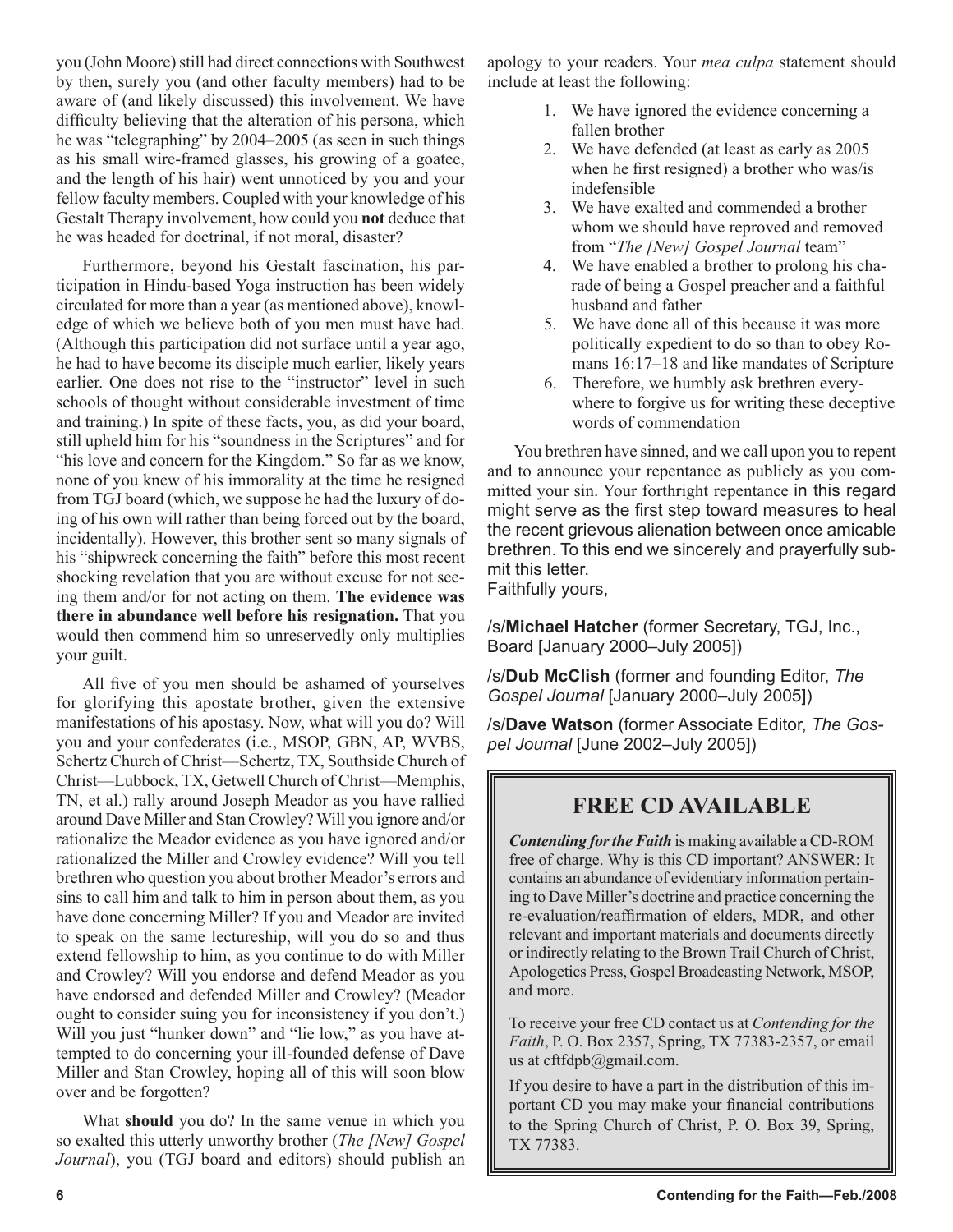you (John Moore) still had direct connections with Southwest by then, surely you (and other faculty members) had to be aware of (and likely discussed) this involvement. We have difficulty believing that the alteration of his persona, which he was "telegraphing" by 2004–2005 (as seen in such things as his small wire-framed glasses, his growing of a goatee, and the length of his hair) went unnoticed by you and your fellow faculty members. Coupled with your knowledge of his Gestalt Therapy involvement, how could you **not** deduce that he was headed for doctrinal, if not moral, disaster?

Furthermore, beyond his Gestalt fascination, his participation in Hindu-based Yoga instruction has been widely circulated for more than a year (as mentioned above), knowledge of which we believe both of you men must have had. (Although this participation did not surface until a year ago, he had to have become its disciple much earlier, likely years earlier. One does not rise to the "instructor" level in such schools of thought without considerable investment of time and training.) In spite of these facts, you, as did your board, still upheld him for his "soundness in the Scriptures" and for "his love and concern for the Kingdom." So far as we know, none of you knew of his immorality at the time he resigned from TGJ board (which, we suppose he had the luxury of doing of his own will rather than being forced out by the board, incidentally). However, this brother sent so many signals of his "shipwreck concerning the faith" before this most recent shocking revelation that you are without excuse for not seeing them and/or for not acting on them. **The evidence was there in abundance well before his resignation.** That you would then commend him so unreservedly only multiplies your guilt.

All five of you men should be ashamed of yourselves for glorifying this apostate brother, given the extensive manifestations of his apostasy. Now, what will you do? Will you and your confederates (i.e., MSOP, GBN, AP, WVBS, Schertz Church of Christ—Schertz, TX, Southside Church of Christ—Lubbock, TX, Getwell Church of Christ—Memphis, TN, et al.) rally around Joseph Meador as you have rallied around Dave Miller and Stan Crowley? Will you ignore and/or rationalize the Meador evidence as you have ignored and/or rationalized the Miller and Crowley evidence? Will you tell brethren who question you about brother Meador's errors and sins to call him and talk to him in person about them, as you have done concerning Miller? If you and Meador are invited to speak on the same lectureship, will you do so and thus extend fellowship to him, as you continue to do with Miller and Crowley? Will you endorse and defend Meador as you have endorsed and defended Miller and Crowley? (Meador ought to consider suing you for inconsistency if you don't.) Will you just "hunker down" and "lie low," as you have attempted to do concerning your ill-founded defense of Dave Miller and Stan Crowley, hoping all of this will soon blow over and be forgotten?

What **should** you do? In the same venue in which you so exalted this utterly unworthy brother (*The [New] Gospel Journal*), you (TGJ board and editors) should publish an apology to your readers. Your *mea culpa* statement should include at least the following:

1. We have ignored the evidence concerning a fallen brother
2. We have defended (at least as early as 2005 when he first resigned) a brother who was/is indefensible
3. We have exalted and commended a brother whom we should have reproved and removed from "*The [New] Gospel Journal* team"
4. We have enabled a brother to prolong his charade of being a Gospel preacher and a faithful husband and father
5. We have done all of this because it was more politically expedient to do so than to obey Romans 16:17–18 and like mandates of Scripture
6. Therefore, we humbly ask brethren everywhere to forgive us for writing these deceptive words of commendation

You brethren have sinned, and we call upon you to repent and to announce your repentance as publicly as you committed your sin. Your forthright repentance in this regard might serve as the first step toward measures to heal the recent grievous alienation between once amicable brethren. To this end we sincerely and prayerfully submit this letter.

Faithfully yours,

/s/**Michael Hatcher** (former Secretary, TGJ, Inc., Board [January 2000–July 2005])

/s/**Dub McClish** (former and founding Editor, *The Gospel Journal* [January 2000–July 2005])

/s/**Dave Watson** (former Associate Editor, *The Gospel Journal* [June 2002–July 2005])

## FREE CD AVAILABLE

***Contending for the Faith*** is making available a CD-ROM free of charge. Why is this CD important? ANSWER: It contains an abundance of evidentiary information pertaining to Dave Miller's doctrine and practice concerning the re-evaluation/reaffirmation of elders, MDR, and other relevant and important materials and documents directly or indirectly relating to the Brown Trail Church of Christ, Apologetics Press, Gospel Broadcasting Network, MSOP, and more.

To receive your free CD contact us at *Contending for the Faith*, P. O. Box 2357, Spring, TX 77383-2357, or email us at cftfdpb@gmail.com.

If you desire to have a part in the distribution of this important CD you may make your financial contributions to the Spring Church of Christ, P. O. Box 39, Spring, TX 77383.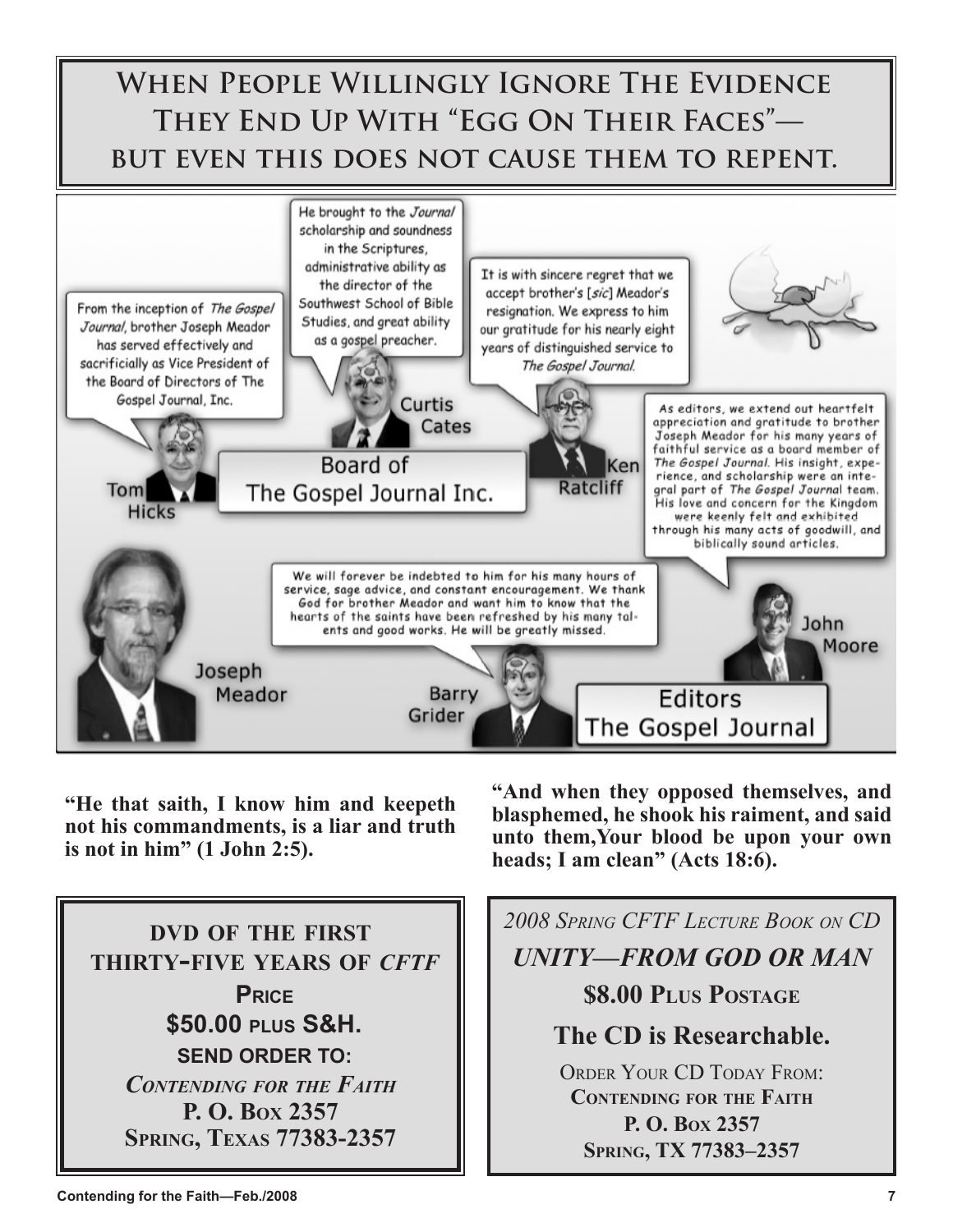# When People Willingly Ignore The Evidence They End Up With "Egg On Their Faces"— but even this does not cause them to repent.

From the inception of *The Gospel Journal*, brother Joseph Meador has served effectively and sacrificially as Vice President of the Board of Directors of The Gospel Journal, Inc.

He brought to the *Journal* scholarship and soundness in the Scriptures, administrative ability as the director of the Southwest School of Bible Studies, and great ability as a gospel preacher.

It is with sincere regret that we accept brother's [*sic*] Meador's resignation. We express to him our gratitude for his nearly eight years of distinguished service to *The Gospel Journal*.

Tom Hicks — Curtis Cates — Ken Ratcliff

Board of The Gospel Journal Inc.

As editors, we extend out heartfelt appreciation and gratitude to brother Joseph Meador for his many years of faithful service as a board member of *The Gospel Journal*. His insight, experience, and scholarship were an integral part of *The Gospel Journal* team. His love and concern for the Kingdom were keenly felt and exhibited through his many acts of goodwill, and biblically sound articles.

We will forever be indebted to him for his many hours of service, sage advice, and constant encouragement. We thank God for brother Meador and want him to know that the hearts of the saints have been refreshed by his many talents and good works. He will be greatly missed.

Joseph Meador — Barry Grider — John Moore

Editors The Gospel Journal

**"He that saith, I know him and keepeth not his commandments, is a liar and truth is not in him" (1 John 2:5).**

**"And when they opposed themselves, and blasphemed, he shook his raiment, and said unto them,Your blood be upon your own heads; I am clean" (Acts 18:6).**

---

**DVD OF THE FIRST THIRTY-FIVE YEARS OF *CFTF***

**PRICE**

**$50.00 PLUS S&H.**

**SEND ORDER TO:**

***CONTENDING FOR THE FAITH***

**P. O. BOX 2357**

**SPRING, TEXAS 77383-2357**

---

*2008 SPRING CFTF LECTURE BOOK ON CD*

***UNITY—FROM GOD OR MAN***

**$8.00 PLUS POSTAGE**

**The CD is Researchable.**

ORDER YOUR CD TODAY FROM:

**CONTENDING FOR THE FAITH**

**P. O. BOX 2357**

**SPRING, TX 77383–2357**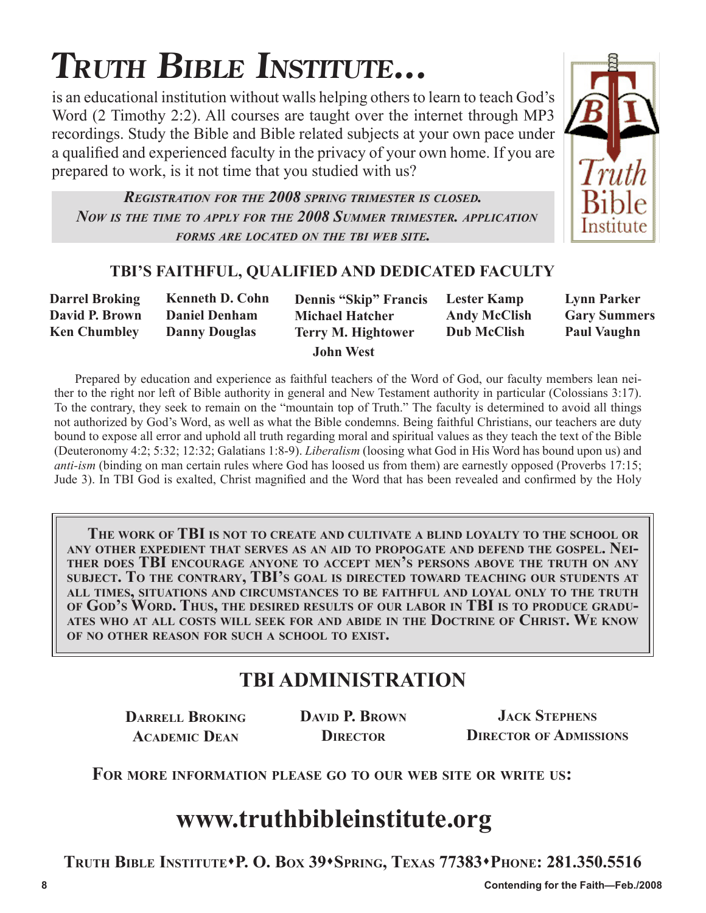# *Truth Bible Institute…*

is an educational institution without walls helping others to learn to teach God's Word (2 Timothy 2:2). All courses are taught over the internet through MP3 recordings. Study the Bible and Bible related subjects at your own pace under a qualified and experienced faculty in the privacy of your own home. If you are prepared to work, is it not time that you studied with us?

***Registration for the 2008 Spring trimester is closed. Now is the time to apply for the 2008 Summer trimester. Application forms are located on the TBI web site.***

## TBI'S FAITHFUL, QUALIFIED AND DEDICATED FACULTY

**Darrel Broking**
**David P. Brown**
**Ken Chumbley**
**Kenneth D. Cohn**
**Daniel Denham**
**Danny Douglas**
**Dennis "Skip" Francis**
**Michael Hatcher**
**Terry M. Hightower**
**Lester Kamp**
**Andy McClish**
**Dub McClish**
**Lynn Parker**
**Gary Summers**
**Paul Vaughn**
**John West**

Prepared by education and experience as faithful teachers of the Word of God, our faculty members lean neither to the right nor left of Bible authority in general and New Testament authority in particular (Colossians 3:17). To the contrary, they seek to remain on the "mountain top of Truth." The faculty is determined to avoid all things not authorized by God's Word, as well as what the Bible condemns. Being faithful Christians, our teachers are duty bound to expose all error and uphold all truth regarding moral and spiritual values as they teach the text of the Bible (Deuteronomy 4:2; 5:32; 12:32; Galatians 1:8-9). *Liberalism* (loosing what God in His Word has bound upon us) and *anti-ism* (binding on man certain rules where God has loosed us from them) are earnestly opposed (Proverbs 17:15; Jude 3). In TBI God is exalted, Christ magnified and the Word that has been revealed and confirmed by the Holy

**The work of TBI is not to create and cultivate a blind loyalty to the school or any other expedient that serves as an aid to propogate and defend the gospel. Neither does TBI encourage anyone to accept men's persons above the truth on any subject. To the contrary, TBI's goal is directed toward teaching our students at all times, situations and circumstances to be faithful and loyal only to the truth of God's Word. Thus, the desired results of our labor in TBI is to produce graduates who at all costs will seek for and abide in the Doctrine of Christ. We know of no other reason for such a school to exist.**

## TBI ADMINISTRATION

**Darrell Broking**
**Academic Dean**

**David P. Brown**
**Director**

**Jack Stephens**
**Director of Admissions**

**For more information please go to our web site or write us:**

# www.truthbibleinstitute.org

**Truth Bible Institute•P. O. Box 39•Spring, Texas 77383•Phone: 281.350.5516**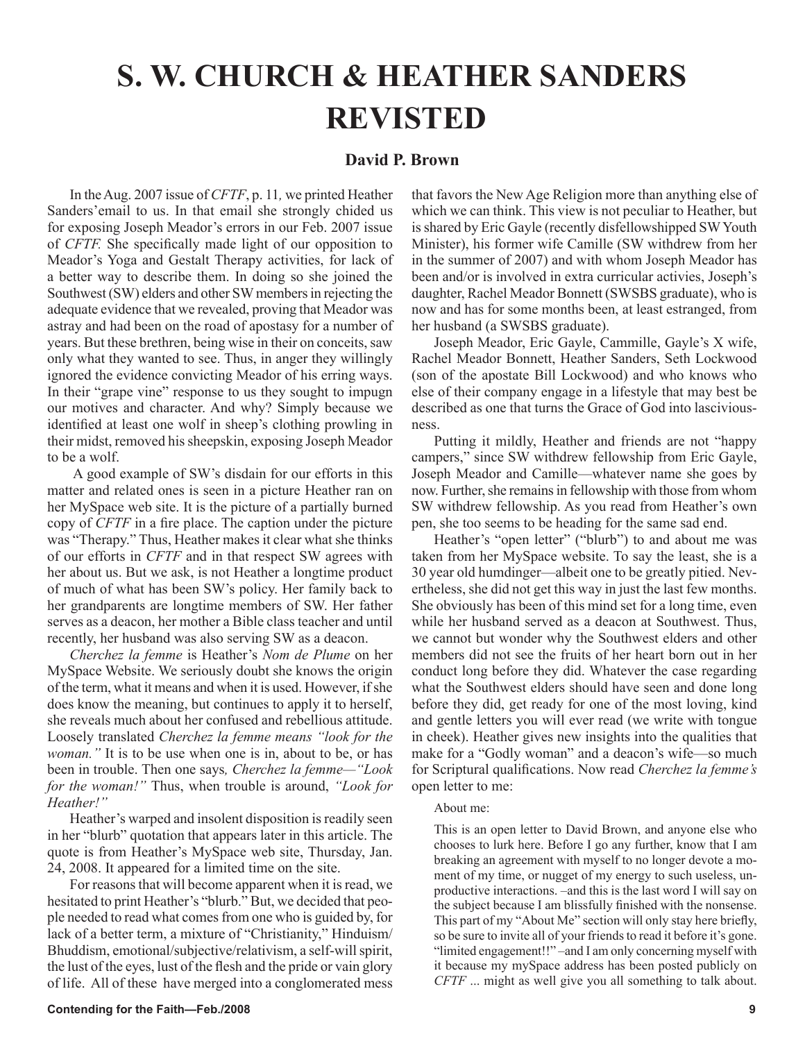# S. W. CHURCH & HEATHER SANDERS REVISTED

**David P. Brown**

In the Aug. 2007 issue of *CFTF*, p. 11*,* we printed Heather Sanders'email to us. In that email she strongly chided us for exposing Joseph Meador's errors in our Feb. 2007 issue of *CFTF.* She specifically made light of our opposition to Meador's Yoga and Gestalt Therapy activities, for lack of a better way to describe them. In doing so she joined the Southwest (SW) elders and other SW members in rejecting the adequate evidence that we revealed, proving that Meador was astray and had been on the road of apostasy for a number of years. But these brethren, being wise in their on conceits, saw only what they wanted to see. Thus, in anger they willingly ignored the evidence convicting Meador of his erring ways. In their "grape vine" response to us they sought to impugn our motives and character. And why? Simply because we identified at least one wolf in sheep's clothing prowling in their midst, removed his sheepskin, exposing Joseph Meador to be a wolf.

A good example of SW's disdain for our efforts in this matter and related ones is seen in a picture Heather ran on her MySpace web site. It is the picture of a partially burned copy of *CFTF* in a fire place. The caption under the picture was "Therapy." Thus, Heather makes it clear what she thinks of our efforts in *CFTF* and in that respect SW agrees with her about us. But we ask, is not Heather a longtime product of much of what has been SW's policy. Her family back to her grandparents are longtime members of SW. Her father serves as a deacon, her mother a Bible class teacher and until recently, her husband was also serving SW as a deacon.

*Cherchez la femme* is Heather's *Nom de Plume* on her MySpace Website. We seriously doubt she knows the origin of the term, what it means and when it is used. However, if she does know the meaning, but continues to apply it to herself, she reveals much about her confused and rebellious attitude. Loosely translated *Cherchez la femme means "look for the woman."* It is to be use when one is in, about to be, or has been in trouble. Then one says*, Cherchez la femme—"Look for the woman!"* Thus, when trouble is around, *"Look for Heather!"*

Heather's warped and insolent disposition is readily seen in her "blurb" quotation that appears later in this article. The quote is from Heather's MySpace web site, Thursday, Jan. 24, 2008. It appeared for a limited time on the site.

For reasons that will become apparent when it is read, we hesitated to print Heather's "blurb." But, we decided that people needed to read what comes from one who is guided by, for lack of a better term, a mixture of "Christianity," Hinduism/Bhuddism, emotional/subjective/relativism, a self-will spirit, the lust of the eyes, lust of the flesh and the pride or vain glory of life. All of these have merged into a conglomerated mess that favors the New Age Religion more than anything else of which we can think. This view is not peculiar to Heather, but is shared by Eric Gayle (recently disfellowshipped SW Youth Minister), his former wife Camille (SW withdrew from her in the summer of 2007) and with whom Joseph Meador has been and/or is involved in extra curricular activies, Joseph's daughter, Rachel Meador Bonnett (SWSBS graduate), who is now and has for some months been, at least estranged, from her husband (a SWSBS graduate).

Joseph Meador, Eric Gayle, Cammille, Gayle's X wife, Rachel Meador Bonnett, Heather Sanders, Seth Lockwood (son of the apostate Bill Lockwood) and who knows who else of their company engage in a lifestyle that may best be described as one that turns the Grace of God into lasciviousness.

Putting it mildly, Heather and friends are not "happy campers," since SW withdrew fellowship from Eric Gayle, Joseph Meador and Camille—whatever name she goes by now. Further, she remains in fellowship with those from whom SW withdrew fellowship. As you read from Heather's own pen, she too seems to be heading for the same sad end.

Heather's "open letter" ("blurb") to and about me was taken from her MySpace website. To say the least, she is a 30 year old humdinger—albeit one to be greatly pitied. Nevertheless, she did not get this way in just the last few months. She obviously has been of this mind set for a long time, even while her husband served as a deacon at Southwest. Thus, we cannot but wonder why the Southwest elders and other members did not see the fruits of her heart born out in her conduct long before they did. Whatever the case regarding what the Southwest elders should have seen and done long before they did, get ready for one of the most loving, kind and gentle letters you will ever read (we write with tongue in cheek). Heather gives new insights into the qualities that make for a "Godly woman" and a deacon's wife—so much for Scriptural qualifications. Now read *Cherchez la femme's* open letter to me:

> About me:
>
> This is an open letter to David Brown, and anyone else who chooses to lurk here. Before I go any further, know that I am breaking an agreement with myself to no longer devote a moment of my time, or nugget of my energy to such useless, unproductive interactions. –and this is the last word I will say on the subject because I am blissfully finished with the nonsense. This part of my "About Me" section will only stay here briefly, so be sure to invite all of your friends to read it before it's gone. "limited engagement!!" –and I am only concerning myself with it because my mySpace address has been posted publicly on *CFTF* ... might as well give you all something to talk about.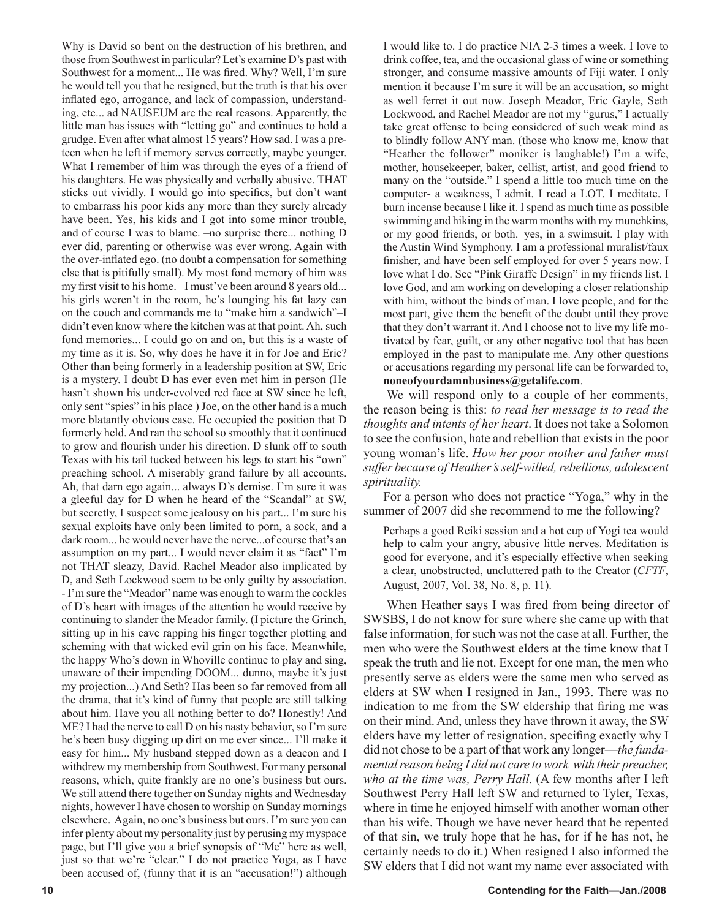Why is David so bent on the destruction of his brethren, and those from Southwest in particular? Let's examine D's past with Southwest for a moment... He was fired. Why? Well, I'm sure he would tell you that he resigned, but the truth is that his over inflated ego, arrogance, and lack of compassion, understanding, etc... ad NAUSEUM are the real reasons. Apparently, the little man has issues with "letting go" and continues to hold a grudge. Even after what almost 15 years? How sad. I was a preteen when he left if memory serves correctly, maybe younger. What I remember of him was through the eyes of a friend of his daughters. He was physically and verbally abusive. THAT sticks out vividly. I would go into specifics, but don't want to embarrass his poor kids any more than they surely already have been. Yes, his kids and I got into some minor trouble, and of course I was to blame. –no surprise there... nothing D ever did, parenting or otherwise was ever wrong. Again with the over-inflated ego. (no doubt a compensation for something else that is pitifully small). My most fond memory of him was my first visit to his home.– I must've been around 8 years old... his girls weren't in the room, he's lounging his fat lazy can on the couch and commands me to "make him a sandwich"–I didn't even know where the kitchen was at that point. Ah, such fond memories... I could go on and on, but this is a waste of my time as it is. So, why does he have it in for Joe and Eric? Other than being formerly in a leadership position at SW, Eric is a mystery. I doubt D has ever even met him in person (He hasn't shown his under-evolved red face at SW since he left, only sent "spies" in his place ) Joe, on the other hand is a much more blatantly obvious case. He occupied the position that D formerly held. And ran the school so smoothly that it continued to grow and flourish under his direction. D slunk off to south Texas with his tail tucked between his legs to start his "own" preaching school. A miserably grand failure by all accounts. Ah, that darn ego again... always D's demise. I'm sure it was a gleeful day for D when he heard of the "Scandal" at SW, but secretly, I suspect some jealousy on his part... I'm sure his sexual exploits have only been limited to porn, a sock, and a dark room... he would never have the nerve...of course that's an assumption on my part... I would never claim it as "fact" I'm not THAT sleazy, David. Rachel Meador also implicated by D, and Seth Lockwood seem to be only guilty by association. - I'm sure the "Meador" name was enough to warm the cockles of D's heart with images of the attention he would receive by continuing to slander the Meador family. (I picture the Grinch, sitting up in his cave rapping his finger together plotting and scheming with that wicked evil grin on his face. Meanwhile, the happy Who's down in Whoville continue to play and sing, unaware of their impending DOOM... dunno, maybe it's just my projection...) And Seth? Has been so far removed from all the drama, that it's kind of funny that people are still talking about him. Have you all nothing better to do? Honestly! And ME? I had the nerve to call D on his nasty behavior, so I'm sure he's been busy digging up dirt on me ever since... I'll make it easy for him... My husband stepped down as a deacon and I withdrew my membership from Southwest. For many personal reasons, which, quite frankly are no one's business but ours. We still attend there together on Sunday nights and Wednesday nights, however I have chosen to worship on Sunday mornings elsewhere. Again, no one's business but ours. I'm sure you can infer plenty about my personality just by perusing my myspace page, but I'll give you a brief synopsis of "Me" here as well, just so that we're "clear." I do not practice Yoga, as I have been accused of, (funny that it is an "accusation!") although I would like to. I do practice NIA 2-3 times a week. I love to drink coffee, tea, and the occasional glass of wine or something stronger, and consume massive amounts of Fiji water. I only mention it because I'm sure it will be an accusation, so might as well ferret it out now. Joseph Meador, Eric Gayle, Seth Lockwood, and Rachel Meador are not my "gurus," I actually take great offense to being considered of such weak mind as to blindly follow ANY man. (those who know me, know that "Heather the follower" moniker is laughable!) I'm a wife, mother, housekeeper, baker, cellist, artist, and good friend to many on the "outside." I spend a little too much time on the computer- a weakness, I admit. I read a LOT. I meditate. I burn incense because I like it. I spend as much time as possible swimming and hiking in the warm months with my munchkins, or my good friends, or both.–yes, in a swimsuit. I play with the Austin Wind Symphony. I am a professional muralist/faux finisher, and have been self employed for over 5 years now. I love what I do. See "Pink Giraffe Design" in my friends list. I love God, and am working on developing a closer relationship with him, without the binds of man. I love people, and for the most part, give them the benefit of the doubt until they prove that they don't warrant it. And I choose not to live my life motivated by fear, guilt, or any other negative tool that has been employed in the past to manipulate me. Any other questions or accusations regarding my personal life can be forwarded to, **noneofyourdamnbusiness@getalife.com**.

We will respond only to a couple of her comments, the reason being is this: *to read her message is to read the thoughts and intents of her heart*. It does not take a Solomon to see the confusion, hate and rebellion that exists in the poor young woman's life. *How her poor mother and father must suffer because of Heather's self-willed, rebellious, adolescent spirituality.*

For a person who does not practice "Yoga," why in the summer of 2007 did she recommend to me the following?

> Perhaps a good Reiki session and a hot cup of Yogi tea would help to calm your angry, abusive little nerves. Meditation is good for everyone, and it's especially effective when seeking a clear, unobstructed, uncluttered path to the Creator (*CFTF*, August, 2007, Vol. 38, No. 8, p. 11).

When Heather says I was fired from being director of SWSBS, I do not know for sure where she came up with that false information, for such was not the case at all. Further, the men who were the Southwest elders at the time know that I speak the truth and lie not. Except for one man, the men who presently serve as elders were the same men who served as elders at SW when I resigned in Jan., 1993. There was no indication to me from the SW eldership that firing me was on their mind. And, unless they have thrown it away, the SW elders have my letter of resignation, specifing exactly why I did not chose to be a part of that work any longer—*the fundamental reason being I did not care to work with their preacher, who at the time was, Perry Hall*. (A few months after I left Southwest Perry Hall left SW and returned to Tyler, Texas, where in time he enjoyed himself with another woman other than his wife. Though we have never heard that he repented of that sin, we truly hope that he has, for if he has not, he certainly needs to do it.) When resigned I also informed the SW elders that I did not want my name ever associated with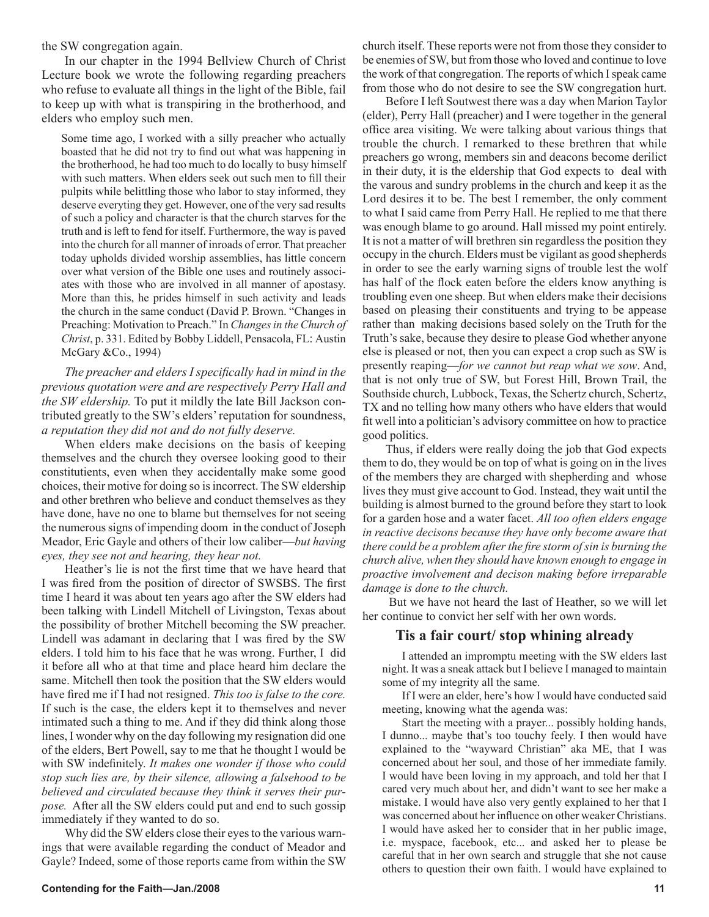the SW congregation again.

In our chapter in the 1994 Bellview Church of Christ Lecture book we wrote the following regarding preachers who refuse to evaluate all things in the light of the Bible, fail to keep up with what is transpiring in the brotherhood, and elders who employ such men.

> Some time ago, I worked with a silly preacher who actually boasted that he did not try to find out what was happening in the brotherhood, he had too much to do locally to busy himself with such matters. When elders seek out such men to fill their pulpits while belittling those who labor to stay informed, they deserve everyting they get. However, one of the very sad results of such a policy and character is that the church starves for the truth and is left to fend for itself. Furthermore, the way is paved into the church for all manner of inroads of error. That preacher today upholds divided worship assemblies, has little concern over what version of the Bible one uses and routinely associates with those who are involved in all manner of apostasy. More than this, he prides himself in such activity and leads the church in the same conduct (David P. Brown. "Changes in Preaching: Motivation to Preach." In *Changes in the Church of Christ*, p. 331. Edited by Bobby Liddell, Pensacola, FL: Austin McGary &Co., 1994)

*The preacher and elders I specifically had in mind in the previous quotation were and are respectively Perry Hall and the SW eldership.* To put it mildly the late Bill Jackson contributed greatly to the SW's elders' reputation for soundness, *a reputation they did not and do not fully deserve.*

When elders make decisions on the basis of keeping themselves and the church they oversee looking good to their constitutients, even when they accidentally make some good choices, their motive for doing so is incorrect. The SW eldership and other brethren who believe and conduct themselves as they have done, have no one to blame but themselves for not seeing the numerous signs of impending doom in the conduct of Joseph Meador, Eric Gayle and others of their low caliber—*but having eyes, they see not and hearing, they hear not.*

Heather's lie is not the first time that we have heard that I was fired from the position of director of SWSBS. The first time I heard it was about ten years ago after the SW elders had been talking with Lindell Mitchell of Livingston, Texas about the possibility of brother Mitchell becoming the SW preacher. Lindell was adamant in declaring that I was fired by the SW elders. I told him to his face that he was wrong. Further, I did it before all who at that time and place heard him declare the same. Mitchell then took the position that the SW elders would have fired me if I had not resigned. *This too is false to the core.* If such is the case, the elders kept it to themselves and never intimated such a thing to me. And if they did think along those lines, I wonder why on the day following my resignation did one of the elders, Bert Powell, say to me that he thought I would be with SW indefinitely. *It makes one wonder if those who could stop such lies are, by their silence, allowing a falsehood to be believed and circulated because they think it serves their purpose.* After all the SW elders could put and end to such gossip immediately if they wanted to do so.

Why did the SW elders close their eyes to the various warnings that were available regarding the conduct of Meador and Gayle? Indeed, some of those reports came from within the SW church itself. These reports were not from those they consider to be enemies of SW, but from those who loved and continue to love the work of that congregation. The reports of which I speak came from those who do not desire to see the SW congregation hurt.

Before I left Soutwest there was a day when Marion Taylor (elder), Perry Hall (preacher) and I were together in the general office area visiting. We were talking about various things that trouble the church. I remarked to these brethren that while preachers go wrong, members sin and deacons become derilict in their duty, it is the eldership that God expects to deal with the varous and sundry problems in the church and keep it as the Lord desires it to be. The best I remember, the only comment to what I said came from Perry Hall. He replied to me that there was enough blame to go around. Hall missed my point entirely. It is not a matter of will brethren sin regardless the position they occupy in the church. Elders must be vigilant as good shepherds in order to see the early warning signs of trouble lest the wolf has half of the flock eaten before the elders know anything is troubling even one sheep. But when elders make their decisions based on pleasing their constituents and trying to be appease rather than making decisions based solely on the Truth for the Truth's sake, because they desire to please God whether anyone else is pleased or not, then you can expect a crop such as SW is presently reaping—*for we cannot but reap what we sow*. And, that is not only true of SW, but Forest Hill, Brown Trail, the Southside church, Lubbock, Texas, the Schertz church, Schertz, TX and no telling how many others who have elders that would fit well into a politician's advisory committee on how to practice good politics.

Thus, if elders were really doing the job that God expects them to do, they would be on top of what is going on in the lives of the members they are charged with shepherding and whose lives they must give account to God. Instead, they wait until the building is almost burned to the ground before they start to look for a garden hose and a water facet. *All too often elders engage in reactive decisons because they have only become aware that there could be a problem after the fire storm of sin is burning the church alive, when they should have known enough to engage in proactive involvement and decison making before irreparable damage is done to the church.*

But we have not heard the last of Heather, so we will let her continue to convict her self with her own words.

## Tis a fair court/ stop whining already

I attended an impromptu meeting with the SW elders last night. It was a sneak attack but I believe I managed to maintain some of my integrity all the same.

If I were an elder, here's how I would have conducted said meeting, knowing what the agenda was:

Start the meeting with a prayer... possibly holding hands, I dunno... maybe that's too touchy feely. I then would have explained to the "wayward Christian" aka ME, that I was concerned about her soul, and those of her immediate family. I would have been loving in my approach, and told her that I cared very much about her, and didn't want to see her make a mistake. I would have also very gently explained to her that I was concerned about her influence on other weaker Christians. I would have asked her to consider that in her public image, i.e. myspace, facebook, etc... and asked her to please be careful that in her own search and struggle that she not cause others to question their own faith. I would have explained to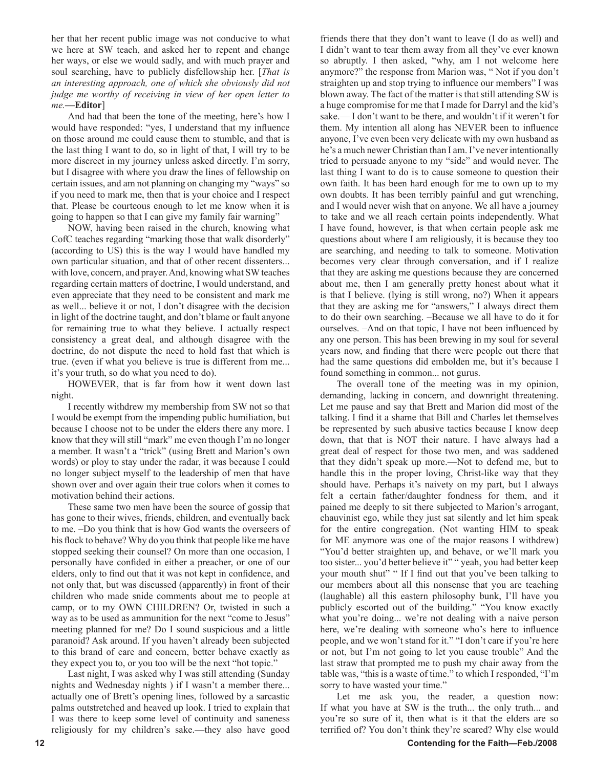her that her recent public image was not conducive to what we here at SW teach, and asked her to repent and change her ways, or else we would sadly, and with much prayer and soul searching, have to publicly disfellowship her. [*That is an interesting approach, one of which she obviously did not judge me worthy of receiving in view of her open letter to me.*—**Editor**]

And had that been the tone of the meeting, here's how I would have responded: "yes, I understand that my influence on those around me could cause them to stumble, and that is the last thing I want to do, so in light of that, I will try to be more discreet in my journey unless asked directly. I'm sorry, but I disagree with where you draw the lines of fellowship on certain issues, and am not planning on changing my "ways" so if you need to mark me, then that is your choice and I respect that. Please be courteous enough to let me know when it is going to happen so that I can give my family fair warning"

NOW, having been raised in the church, knowing what CofC teaches regarding "marking those that walk disorderly" (according to US) this is the way I would have handled my own particular situation, and that of other recent dissenters... with love, concern, and prayer. And, knowing what SW teaches regarding certain matters of doctrine, I would understand, and even appreciate that they need to be consistent and mark me as well... believe it or not, I don't disagree with the decision in light of the doctrine taught, and don't blame or fault anyone for remaining true to what they believe. I actually respect consistency a great deal, and although disagree with the doctrine, do not dispute the need to hold fast that which is true. (even if what you believe is true is different from me... it's your truth, so do what you need to do).

HOWEVER, that is far from how it went down last night.

I recently withdrew my membership from SW not so that I would be exempt from the impending public humiliation, but because I choose not to be under the elders there any more. I know that they will still "mark" me even though I'm no longer a member. It wasn't a "trick" (using Brett and Marion's own words) or ploy to stay under the radar, it was because I could no longer subject myself to the leadership of men that have shown over and over again their true colors when it comes to motivation behind their actions.

These same two men have been the source of gossip that has gone to their wives, friends, children, and eventually back to me. –Do you think that is how God wants the overseers of his flock to behave? Why do you think that people like me have stopped seeking their counsel? On more than one occasion, I personally have confided in either a preacher, or one of our elders, only to find out that it was not kept in confidence, and not only that, but was discussed (apparently) in front of their children who made snide comments about me to people at camp, or to my OWN CHILDREN? Or, twisted in such a way as to be used as ammunition for the next "come to Jesus" meeting planned for me? Do I sound suspicious and a little paranoid? Ask around. If you haven't already been subjected to this brand of care and concern, better behave exactly as they expect you to, or you too will be the next "hot topic."

Last night, I was asked why I was still attending (Sunday nights and Wednesday nights ) if I wasn't a member there... actually one of Brett's opening lines, followed by a sarcastic palms outstretched and heaved up look. I tried to explain that I was there to keep some level of continuity and saneness religiously for my children's sake.—they also have good friends there that they don't want to leave (I do as well) and I didn't want to tear them away from all they've ever known so abruptly. I then asked, "why, am I not welcome here anymore?" the response from Marion was, " Not if you don't straighten up and stop trying to influence our members" I was blown away. The fact of the matter is that still attending SW is a huge compromise for me that I made for Darryl and the kid's sake.— I don't want to be there, and wouldn't if it weren't for them. My intention all along has NEVER been to influence anyone, I've even been very delicate with my own husband as he's a much newer Christian than I am. I've never intentionally tried to persuade anyone to my "side" and would never. The last thing I want to do is to cause someone to question their own faith. It has been hard enough for me to own up to my own doubts. It has been terribly painful and gut wrenching, and I would never wish that on anyone. We all have a journey to take and we all reach certain points independently. What I have found, however, is that when certain people ask me questions about where I am religiously, it is because they too are searching, and needing to talk to someone. Motivation becomes very clear through conversation, and if I realize that they are asking me questions because they are concerned about me, then I am generally pretty honest about what it is that I believe. (lying is still wrong, no?) When it appears that they are asking me for "answers," I always direct them to do their own searching. –Because we all have to do it for ourselves. –And on that topic, I have not been influenced by any one person. This has been brewing in my soul for several years now, and finding that there were people out there that had the same questions did embolden me, but it's because I found something in common... not gurus.

The overall tone of the meeting was in my opinion, demanding, lacking in concern, and downright threatening. Let me pause and say that Brett and Marion did most of the talking. I find it a shame that Bill and Charles let themselves be represented by such abusive tactics because I know deep down, that that is NOT their nature. I have always had a great deal of respect for those two men, and was saddened that they didn't speak up more.—Not to defend me, but to handle this in the proper loving, Christ-like way that they should have. Perhaps it's naivety on my part, but I always felt a certain father/daughter fondness for them, and it pained me deeply to sit there subjected to Marion's arrogant, chauvinist ego, while they just sat silently and let him speak for the entire congregation. (Not wanting HIM to speak for ME anymore was one of the major reasons I withdrew) "You'd better straighten up, and behave, or we'll mark you too sister... you'd better believe it" " yeah, you had better keep your mouth shut" " If I find out that you've been talking to our members about all this nonsense that you are teaching (laughable) all this eastern philosophy bunk, I'll have you publicly escorted out of the building." "You know exactly what you're doing... we're not dealing with a naive person here, we're dealing with someone who's here to influence people, and we won't stand for it." "I don't care if you're here or not, but I'm not going to let you cause trouble" And the last straw that prompted me to push my chair away from the table was, "this is a waste of time." to which I responded, "I'm sorry to have wasted your time."

Let me ask you, the reader, a question now: If what you have at SW is the truth... the only truth... and you're so sure of it, then what is it that the elders are so terrified of? You don't think they're scared? Why else would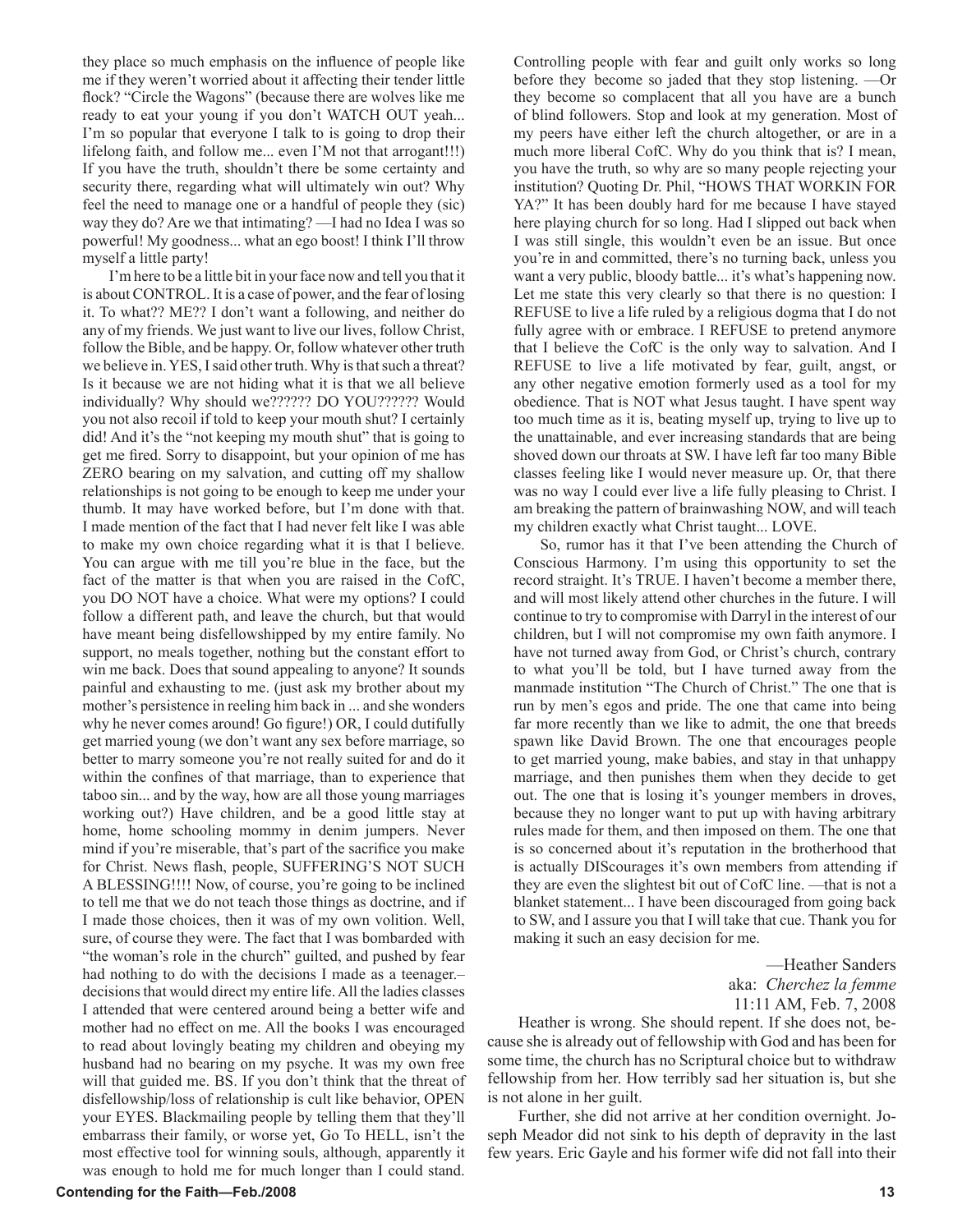they place so much emphasis on the influence of people like me if they weren't worried about it affecting their tender little flock? "Circle the Wagons" (because there are wolves like me ready to eat your young if you don't WATCH OUT yeah... I'm so popular that everyone I talk to is going to drop their lifelong faith, and follow me... even I'M not that arrogant!!!) If you have the truth, shouldn't there be some certainty and security there, regarding what will ultimately win out? Why feel the need to manage one or a handful of people they (sic) way they do? Are we that intimating? —I had no Idea I was so powerful! My goodness... what an ego boost! I think I'll throw myself a little party!

I'm here to be a little bit in your face now and tell you that it is about CONTROL. It is a case of power, and the fear of losing it. To what?? ME?? I don't want a following, and neither do any of my friends. We just want to live our lives, follow Christ, follow the Bible, and be happy. Or, follow whatever other truth we believe in. YES, I said other truth. Why is that such a threat? Is it because we are not hiding what it is that we all believe individually? Why should we?????? DO YOU?????? Would you not also recoil if told to keep your mouth shut? I certainly did! And it's the "not keeping my mouth shut" that is going to get me fired. Sorry to disappoint, but your opinion of me has ZERO bearing on my salvation, and cutting off my shallow relationships is not going to be enough to keep me under your thumb. It may have worked before, but I'm done with that. I made mention of the fact that I had never felt like I was able to make my own choice regarding what it is that I believe. You can argue with me till you're blue in the face, but the fact of the matter is that when you are raised in the CofC, you DO NOT have a choice. What were my options? I could follow a different path, and leave the church, but that would have meant being disfellowshipped by my entire family. No support, no meals together, nothing but the constant effort to win me back. Does that sound appealing to anyone? It sounds painful and exhausting to me. (just ask my brother about my mother's persistence in reeling him back in ... and she wonders why he never comes around! Go figure!) OR, I could dutifully get married young (we don't want any sex before marriage, so better to marry someone you're not really suited for and do it within the confines of that marriage, than to experience that taboo sin... and by the way, how are all those young marriages working out?) Have children, and be a good little stay at home, home schooling mommy in denim jumpers. Never mind if you're miserable, that's part of the sacrifice you make for Christ. News flash, people, SUFFERING'S NOT SUCH A BLESSING!!!! Now, of course, you're going to be inclined to tell me that we do not teach those things as doctrine, and if I made those choices, then it was of my own volition. Well, sure, of course they were. The fact that I was bombarded with "the woman's role in the church" guilted, and pushed by fear had nothing to do with the decisions I made as a teenager.– decisions that would direct my entire life. All the ladies classes I attended that were centered around being a better wife and mother had no effect on me. All the books I was encouraged to read about lovingly beating my children and obeying my husband had no bearing on my psyche. It was my own free will that guided me. BS. If you don't think that the threat of disfellowship/loss of relationship is cult like behavior, OPEN your EYES. Blackmailing people by telling them that they'll embarrass their family, or worse yet, Go To HELL, isn't the most effective tool for winning souls, although, apparently it was enough to hold me for much longer than I could stand. Controlling people with fear and guilt only works so long before they become so jaded that they stop listening. —Or they become so complacent that all you have are a bunch of blind followers. Stop and look at my generation. Most of my peers have either left the church altogether, or are in a much more liberal CofC. Why do you think that is? I mean, you have the truth, so why are so many people rejecting your institution? Quoting Dr. Phil, "HOWS THAT WORKIN FOR YA?" It has been doubly hard for me because I have stayed here playing church for so long. Had I slipped out back when I was still single, this wouldn't even be an issue. But once you're in and committed, there's no turning back, unless you want a very public, bloody battle... it's what's happening now. Let me state this very clearly so that there is no question: I REFUSE to live a life ruled by a religious dogma that I do not fully agree with or embrace. I REFUSE to pretend anymore that I believe the CofC is the only way to salvation. And I REFUSE to live a life motivated by fear, guilt, angst, or any other negative emotion formerly used as a tool for my obedience. That is NOT what Jesus taught. I have spent way too much time as it is, beating myself up, trying to live up to the unattainable, and ever increasing standards that are being shoved down our throats at SW. I have left far too many Bible classes feeling like I would never measure up. Or, that there was no way I could ever live a life fully pleasing to Christ. I am breaking the pattern of brainwashing NOW, and will teach my children exactly what Christ taught... LOVE.

So, rumor has it that I've been attending the Church of Conscious Harmony. I'm using this opportunity to set the record straight. It's TRUE. I haven't become a member there, and will most likely attend other churches in the future. I will continue to try to compromise with Darryl in the interest of our children, but I will not compromise my own faith anymore. I have not turned away from God, or Christ's church, contrary to what you'll be told, but I have turned away from the manmade institution "The Church of Christ." The one that is run by men's egos and pride. The one that came into being far more recently than we like to admit, the one that breeds spawn like David Brown. The one that encourages people to get married young, make babies, and stay in that unhappy marriage, and then punishes them when they decide to get out. The one that is losing it's younger members in droves, because they no longer want to put up with having arbitrary rules made for them, and then imposed on them. The one that is so concerned about it's reputation in the brotherhood that is actually DIScourages it's own members from attending if they are even the slightest bit out of CofC line. —that is not a blanket statement... I have been discouraged from going back to SW, and I assure you that I will take that cue. Thank you for making it such an easy decision for me.

—Heather Sanders  
aka: *Cherchez la femme*  
11:11 AM, Feb. 7, 2008

Heather is wrong. She should repent. If she does not, because she is already out of fellowship with God and has been for some time, the church has no Scriptural choice but to withdraw fellowship from her. How terribly sad her situation is, but she is not alone in her guilt.

Further, she did not arrive at her condition overnight. Joseph Meador did not sink to his depth of depravity in the last few years. Eric Gayle and his former wife did not fall into their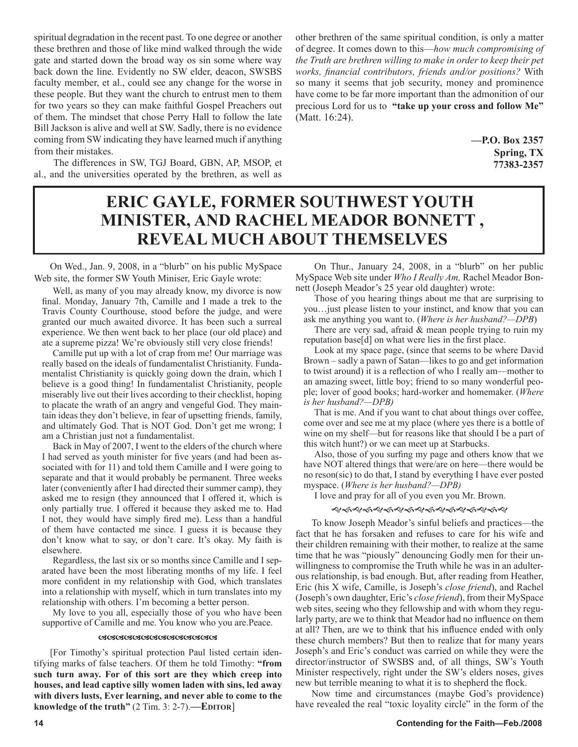spiritual degradation in the recent past. To one degree or another these brethren and those of like mind walked through the wide gate and started down the broad way os sin some where way back down the line. Evidently no SW elder, deacon, SWSBS faculty member, et al., could see any change for the worse in these people. But they want the church to entrust men to them for two years so they can make faithful Gospel Preachers out of them. The mindset that chose Perry Hall to follow the late Bill Jackson is alive and well at SW. Sadly, there is no evidence coming from SW indicating they have learned much if anything from their mistakes.

The differences in SW, TGJ Board, GBN, AP, MSOP, et al., and the universities operated by the brethren, as well as other brethren of the same spiritual condition, is only a matter of degree. It comes down to this—*how much compromising of the Truth are brethren willing to make in order to keep their pet works, financial contributors, friends and/or positions?* With so many it seems that job security, money and prominence have come to be far more important than the admonition of our precious Lord for us to **"take up your cross and follow Me"** (Matt. 16:24).

**—P.O. Box 2357**
**Spring, TX**
**77383-2357**

# ERIC GAYLE, FORMER SOUTHWEST YOUTH MINISTER, AND RACHEL MEADOR BONNETT , REVEAL MUCH ABOUT THEMSELVES

On Wed., Jan. 9, 2008, in a "blurb" on his public MySpace Web site, the former SW Youth Miniser, Eric Gayle wrote:

> Well, as many of you may already know, my divorce is now final. Monday, January 7th, Camille and I made a trek to the Travis County Courthouse, stood before the judge, and were granted our much awaited divorce. It has been such a surreal experience. We then went back to her place (our old place) and ate a supreme pizza! We're obviously still very close friends!
>
> Camille put up with a lot of crap from me! Our marriage was really based on the ideals of fundamentalist Christianity. Fundamentalist Christianity is quickly going down the drain, which I believe is a good thing! In fundamentalist Christianity, people miserably live out their lives according to their checklist, hoping to placate the wrath of an angry and vengeful God. They maintain ideas they don't believe, in fear of upsetting friends, family, and ultimately God. That is NOT God. Don't get me wrong; I am a Christian just not a fundamentalist.
>
> Back in May of 2007, I went to the elders of the church where I had served as youth minister for five years (and had been associated with for 11) and told them Camille and I were going to separate and that it would probably be permanent. Three weeks later (conveniently after I had directed their summer camp), they asked me to resign (they announced that I offered it, which is only partially true. I offered it because they asked me to. Had I not, they would have simply fired me). Less than a handful of them have contacted me since. I guess it is because they don't know what to say, or don't care. It's okay. My faith is elsewhere.
>
> Regardless, the last six or so months since Camille and I separated have been the most liberating months of my life. I feel more confident in my relationship with God, which translates into a relationship with myself, which in turn translates into my relationship with others. I'm becoming a better person.
>
> My love to you all, especially those of you who have been supportive of Camille and me. You know who you are.Peace.

[For Timothy's spiritual protection Paul listed certain identifying marks of false teachers. Of them he told Timothy: **"from such turn away. For of this sort are they which creep into houses, and lead captive silly women laden with sins, led away with divers lusts, Ever learning, and never able to come to the knowledge of the truth"** (2 Tim. 3: 2-7).**—EDITOR**]

On Thur., January 24, 2008, in a "blurb" on her public MySpace Web site under *Who I Really Am,* Rachel Meador Bonnett (Joseph Meador's 25 year old daughter) wrote:

> Those of you hearing things about me that are surprising to you…just please listen to your instinct, and know that you can ask me anything you want to. (*Where is her husband?—DPB*)
>
> There are very sad, afraid & mean people trying to ruin my reputation base[d] on what were lies in the first place.
>
> Look at my space page, (since that seems to be where David Brown – sadly a pawn of Satan—likes to go and get information to twist around) it is a reflection of who I really am—mother to an amazing sweet, little boy; friend to so many wonderful people; lover of good books; hard-worker and homemaker. (*Where is her husband?—DPB)*
>
> That is me. And if you want to chat about things over coffee, come over and see me at my place (where yes there is a bottle of wine on my shelf—but for reasons like that should I be a part of this witch hunt?) or we can meet up at Starbucks.
>
> Also, those of you surfing my page and others know that we have NOT altered things that were/are on here—there would be no reson(sic) to do that, I stand by everything I have ever posted myspace. (*Where is her husband?—DPB)*
>
> I love and pray for all of you even you Mr. Brown.

To know Joseph Meador's sinful beliefs and practices—the fact that he has forsaken and refuses to care for his wife and their children remaining with their mother, to realize at the same time that he was "piously" denouncing Godly men for their unwillingness to compromise the Truth while he was in an adulterous relationship, is bad enough. But, after reading from Heather, Eric (his X wife, Camille, is Joseph's *close friend*), and Rachel (Joseph's own daughter, Eric's *close friend*), from their MySpace web sites, seeing who they fellowship and with whom they regularly party, are we to think that Meador had no influence on them at all? Then, are we to think that his influence ended with only these church members? But then to realize that for many years Joseph's and Eric's conduct was carried on while they were the director/instructor of SWSBS and, of all things, SW's Youth Minister respectively, right under the SW's elders noses, gives new but terrible meaning to what it is to shepherd the flock.

Now time and circumstances (maybe God's providence) have revealed the real "toxic loyality circle" in the form of the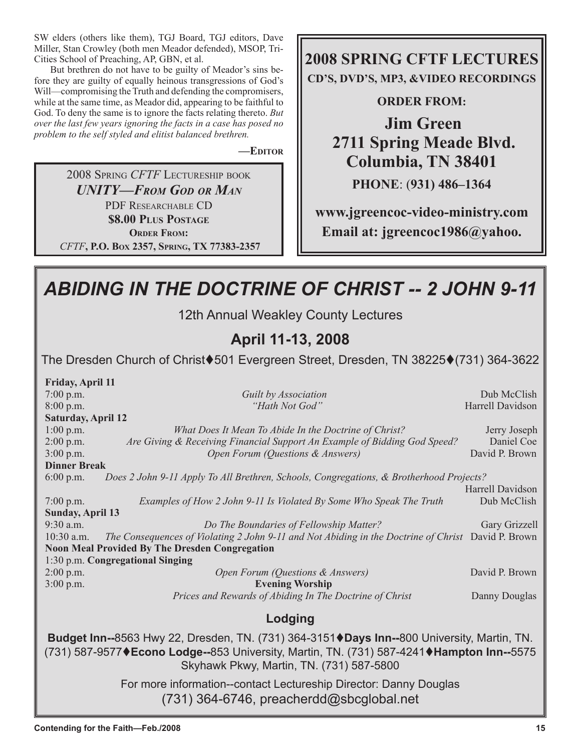SW elders (others like them), TGJ Board, TGJ editors, Dave Miller, Stan Crowley (both men Meador defended), MSOP, Tri-Cities School of Preaching, AP, GBN, et al.

But brethren do not have to be guilty of Meador's sins before they are guilty of equally heinous transgressions of God's Will—compromising the Truth and defending the compromisers, while at the same time, as Meador did, appearing to be faithful to God. To deny the same is to ignore the facts relating thereto. *But over the last few years ignoring the facts in a case has posed no problem to the self styled and elitist balanced brethren.*

—Editor

2008 Spring *CFTF* Lectureship book
***UNITY—From God or Man***
PDF Researchable CD
**$8.00 Plus Postage**
**Order From:**
*CFTF*, **P.O. Box 2357, Spring, TX 77383-2357**

## 2008 SPRING CFTF LECTURES

**CD'S, DVD'S, MP3, &VIDEO RECORDINGS**

**ORDER FROM:**

**Jim Green**
**2711 Spring Meade Blvd.**
**Columbia, TN 38401**

**PHONE: (931) 486–1364**

**www.jgreencoc-video-ministry.com**
**Email at: jgreencoc1986@yahoo.**

# *ABIDING IN THE DOCTRINE OF CHRIST -- 2 JOHN 9-11*

12th Annual Weakley County Lectures

## April 11-13, 2008

The Dresden Church of Christ♦501 Evergreen Street, Dresden, TN 38225♦(731) 364-3622

**Friday, April 11**

| Time | Topic | Speaker |
|---|---|---|
| 7:00 p.m. | *Guilt by Association* | Dub McClish |
| 8:00 p.m. | *"Hath Not God"* | Harrell Davidson |

**Saturday, April 12**

| Time | Topic | Speaker |
|---|---|---|
| 1:00 p.m. | *What Does It Mean To Abide In the Doctrine of Christ?* | Jerry Joseph |
| 2:00 p.m. | *Are Giving & Receiving Financial Support An Example of Bidding God Speed?* | Daniel Coe |
| 3:00 p.m. | *Open Forum (Questions & Answers)* | David P. Brown |
| **Dinner Break** | | |
| 6:00 p.m. | *Does 2 John 9-11 Apply To All Brethren, Schools, Congregations, & Brotherhood Projects?* | Harrell Davidson |
| 7:00 p.m. | *Examples of How 2 John 9-11 Is Violated By Some Who Speak The Truth* | Dub McClish |

**Sunday, April 13**

| Time | Topic | Speaker |
|---|---|---|
| 9:30 a.m. | *Do The Boundaries of Fellowship Matter?* | Gary Grizzell |
| 10:30 a.m. | *The Consequences of Violating 2 John 9-11 and Not Abiding in the Doctrine of Christ* | David P. Brown |
| **Noon Meal Provided By The Dresden Congregation** | | |
| 1:30 p.m. | **Congregational Singing** | |
| 2:00 p.m. | *Open Forum (Questions & Answers)* | David P. Brown |
| 3:00 p.m. | **Evening Worship** | |
| | *Prices and Rewards of Abiding In The Doctrine of Christ* | Danny Douglas |

### Lodging

**Budget Inn--**8563 Hwy 22, Dresden, TN. (731) 364-3151♦**Days Inn--**800 University, Martin, TN. (731) 587-9577♦**Econo Lodge--**853 University, Martin, TN. (731) 587-4241♦**Hampton Inn--**5575 Skyhawk Pkwy, Martin, TN. (731) 587-5800

For more information--contact Lectureship Director: Danny Douglas
(731) 364-6746, preacherdd@sbcglobal.net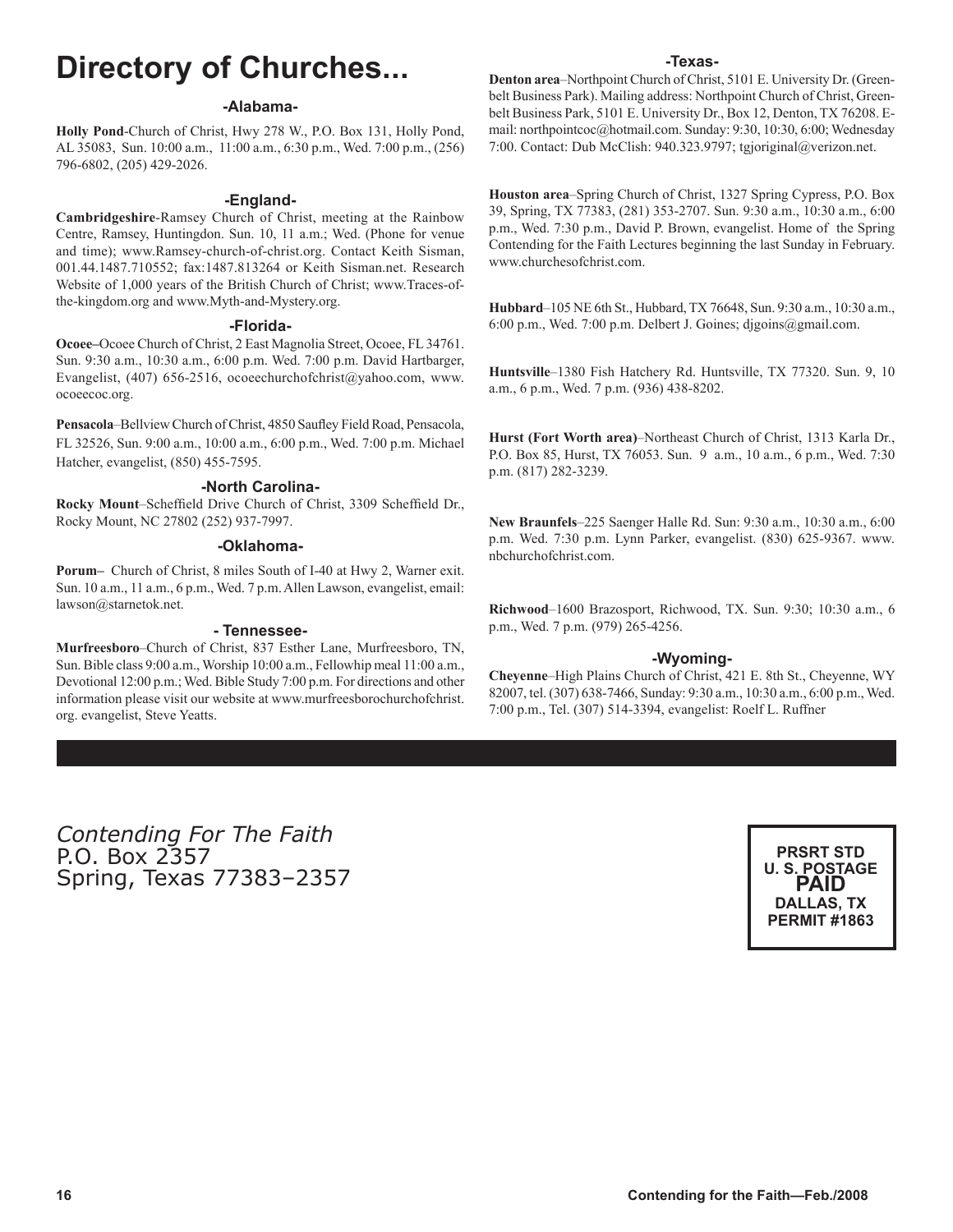# Directory of Churches...

### -Alabama-

**Holly Pond**-Church of Christ, Hwy 278 W., P.O. Box 131, Holly Pond, AL 35083, Sun. 10:00 a.m., 11:00 a.m., 6:30 p.m., Wed. 7:00 p.m., (256) 796-6802, (205) 429-2026.

### -England-

**Cambridgeshire**-Ramsey Church of Christ, meeting at the Rainbow Centre, Ramsey, Huntingdon. Sun. 10, 11 a.m.; Wed. (Phone for venue and time); www.Ramsey-church-of-christ.org. Contact Keith Sisman, 001.44.1487.710552; fax:1487.813264 or Keith Sisman.net. Research Website of 1,000 years of the British Church of Christ; www.Traces-of-the-kingdom.org and www.Myth-and-Mystery.org.

### -Florida-

**Ocoee–**Ocoee Church of Christ, 2 East Magnolia Street, Ocoee, FL 34761. Sun. 9:30 a.m., 10:30 a.m., 6:00 p.m. Wed. 7:00 p.m. David Hartbarger, Evangelist, (407) 656-2516, ocoeechurchofchrist@yahoo.com, www.ocoeecoc.org.

**Pensacola**–Bellview Church of Christ, 4850 Saufley Field Road, Pensacola, FL 32526, Sun. 9:00 a.m., 10:00 a.m., 6:00 p.m., Wed. 7:00 p.m. Michael Hatcher, evangelist, (850) 455-7595.

### -North Carolina-

**Rocky Mount**–Scheffield Drive Church of Christ, 3309 Scheffield Dr., Rocky Mount, NC 27802 (252) 937-7997.

### -Oklahoma-

**Porum–** Church of Christ, 8 miles South of I-40 at Hwy 2, Warner exit. Sun. 10 a.m., 11 a.m., 6 p.m., Wed. 7 p.m. Allen Lawson, evangelist, email: lawson@starnetok.net.

### - Tennessee-

**Murfreesboro**–Church of Christ, 837 Esther Lane, Murfreesboro, TN, Sun. Bible class 9:00 a.m., Worship 10:00 a.m., Fellowhip meal 11:00 a.m., Devotional 12:00 p.m.; Wed. Bible Study 7:00 p.m. For directions and other information please visit our website at www.murfreesborochurchofchrist.org. evangelist, Steve Yeatts.

### -Texas-

**Denton area**–Northpoint Church of Christ, 5101 E. University Dr. (Greenbelt Business Park). Mailing address: Northpoint Church of Christ, Greenbelt Business Park, 5101 E. University Dr., Box 12, Denton, TX 76208. E-mail: northpointcoc@hotmail.com. Sunday: 9:30, 10:30, 6:00; Wednesday 7:00. Contact: Dub McClish: 940.323.9797; tgjoriginal@verizon.net.

**Houston area**–Spring Church of Christ, 1327 Spring Cypress, P.O. Box 39, Spring, TX 77383, (281) 353-2707. Sun. 9:30 a.m., 10:30 a.m., 6:00 p.m., Wed. 7:30 p.m., David P. Brown, evangelist. Home of the Spring Contending for the Faith Lectures beginning the last Sunday in February. www.churchesofchrist.com.

**Hubbard**–105 NE 6th St., Hubbard, TX 76648, Sun. 9:30 a.m., 10:30 a.m., 6:00 p.m., Wed. 7:00 p.m. Delbert J. Goines; djgoins@gmail.com.

**Huntsville**–1380 Fish Hatchery Rd. Huntsville, TX 77320. Sun. 9, 10 a.m., 6 p.m., Wed. 7 p.m. (936) 438-8202.

**Hurst (Fort Worth area)**–Northeast Church of Christ, 1313 Karla Dr., P.O. Box 85, Hurst, TX 76053. Sun. 9 a.m., 10 a.m., 6 p.m., Wed. 7:30 p.m. (817) 282-3239.

**New Braunfels**–225 Saenger Halle Rd. Sun: 9:30 a.m., 10:30 a.m., 6:00 p.m. Wed. 7:30 p.m. Lynn Parker, evangelist. (830) 625-9367. www.nbchurchofchrist.com.

**Richwood**–1600 Brazosport, Richwood, TX. Sun. 9:30; 10:30 a.m., 6 p.m., Wed. 7 p.m. (979) 265-4256.

### -Wyoming-

**Cheyenne**–High Plains Church of Christ, 421 E. 8th St., Cheyenne, WY 82007, tel. (307) 638-7466, Sunday: 9:30 a.m., 10:30 a.m., 6:00 p.m., Wed. 7:00 p.m., Tel. (307) 514-3394, evangelist: Roelf L. Ruffner

---

*Contending For The Faith*
P.O. Box 2357
Spring, Texas 77383–2357

**PRSRT STD**
**U. S. POSTAGE**
**PAID**
**DALLAS, TX**
**PERMIT #1863**